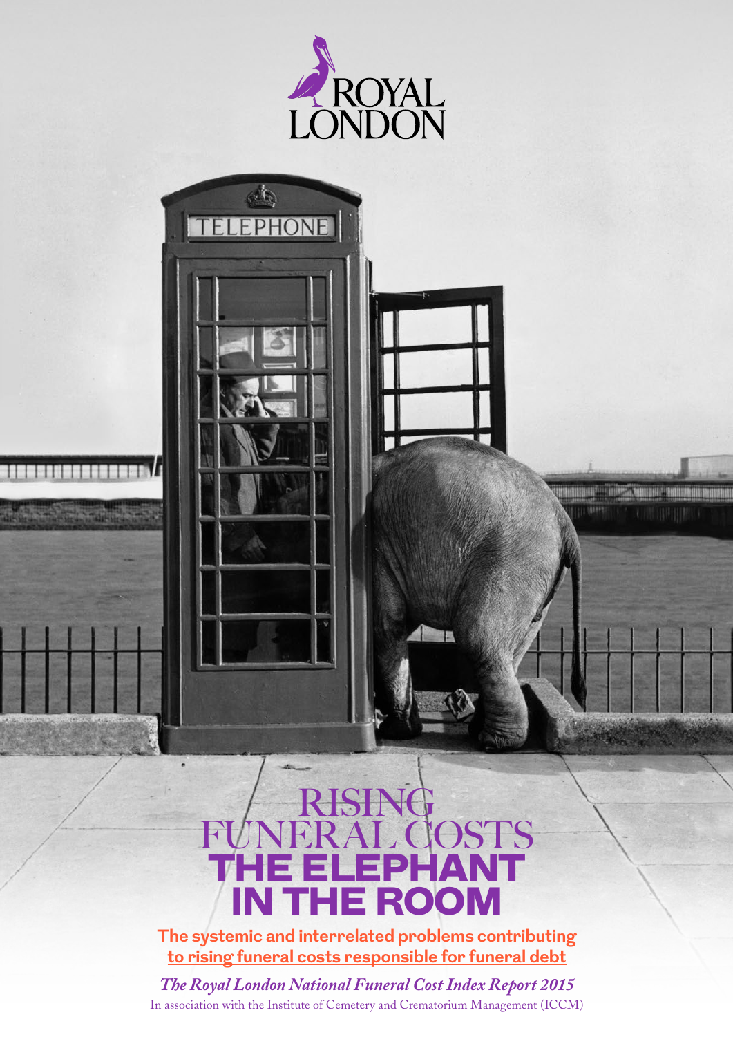ROYAL LONDON

# RISING FUNERAL COSTS THE ELEPHANT IN THE ROOM

**The systemic and interrelated problems contributing to rising funeral costs responsible for funeral debt**

*The Royal London National Funeral Cost Index Report 2015*

In association with the Institute of Cemetery and Crematorium Management (ICCM)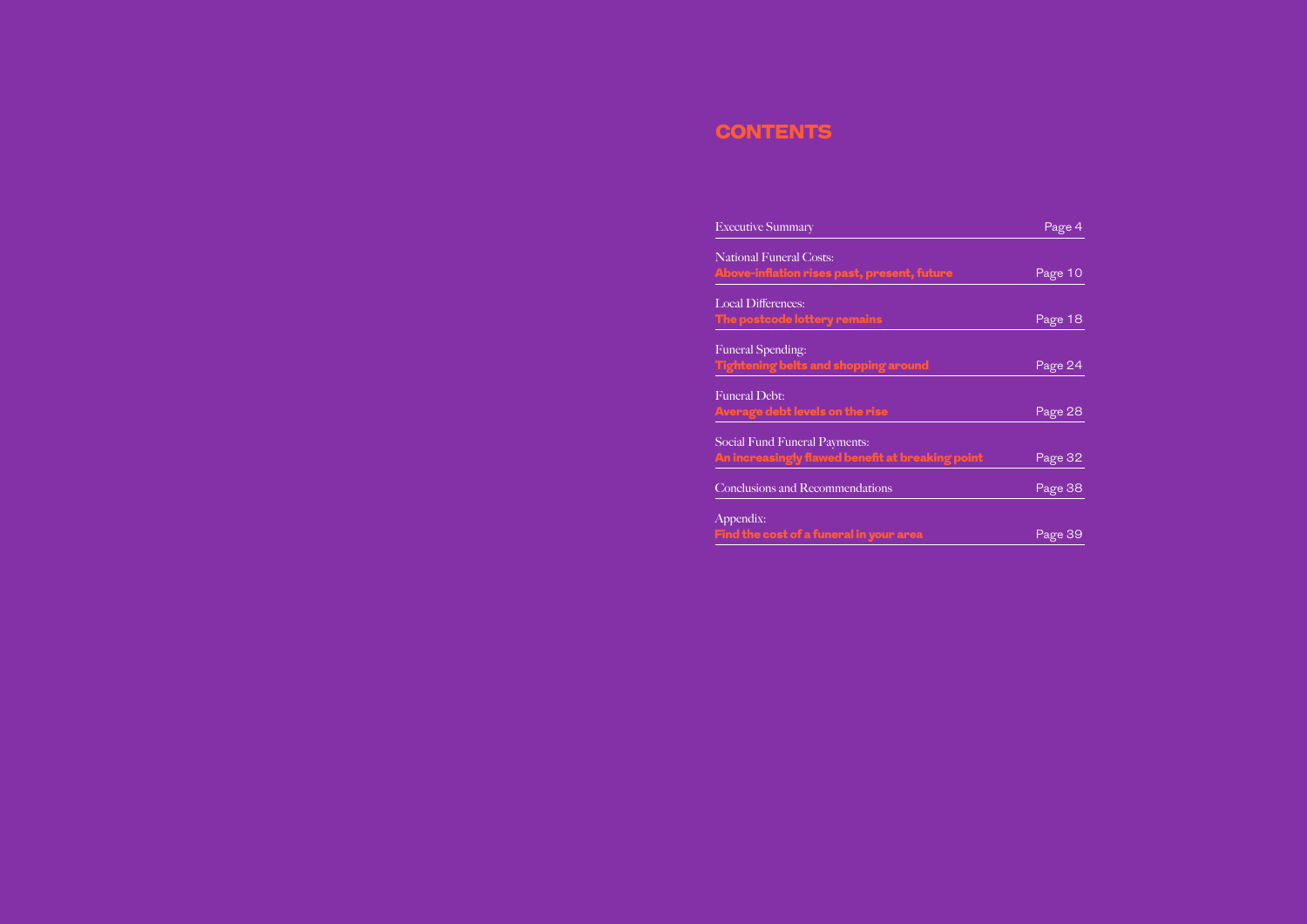# CONTENTS

| | |
|---|---|
| Executive Summary | Page 4 |
| National Funeral Costs: **Above-inflation rises past, present, future** | Page 10 |
| Local Differences: **The postcode lottery remains** | Page 18 |
| Funeral Spending: **Tightening belts and shopping around** | Page 24 |
| Funeral Debt: **Average debt levels on the rise** | Page 28 |
| Social Fund Funeral Payments: **An increasingly flawed benefit at breaking point** | Page 32 |
| Conclusions and Recommendations | Page 38 |
| Appendix: **Find the cost of a funeral in your area** | Page 39 |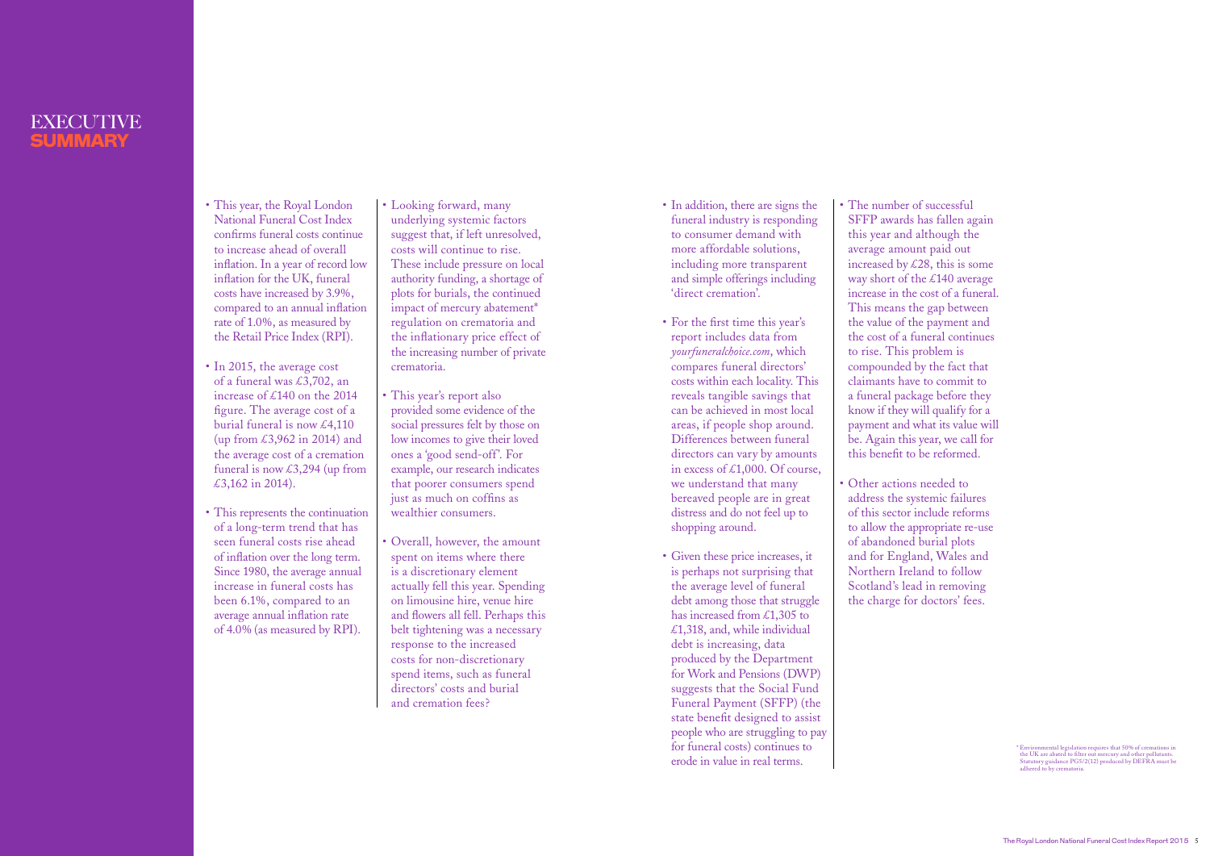# EXECUTIVE SUMMARY

- This year, the Royal London National Funeral Cost Index confirms funeral costs continue to increase ahead of overall inflation. In a year of record low inflation for the UK, funeral costs have increased by 3.9%, compared to an annual inflation rate of 1.0%, as measured by the Retail Price Index (RPI).

- In 2015, the average cost of a funeral was £3,702, an increase of £140 on the 2014 figure. The average cost of a burial funeral is now £4,110 (up from £3,962 in 2014) and the average cost of a cremation funeral is now £3,294 (up from £3,162 in 2014).

- This represents the continuation of a long-term trend that has seen funeral costs rise ahead of inflation over the long term. Since 1980, the average annual increase in funeral costs has been 6.1%, compared to an average annual inflation rate of 4.0% (as measured by RPI).

- Looking forward, many underlying systemic factors suggest that, if left unresolved, costs will continue to rise. These include pressure on local authority funding, a shortage of plots for burials, the continued impact of mercury abatement* regulation on crematoria and the inflationary price effect of the increasing number of private crematoria.

- This year's report also provided some evidence of the social pressures felt by those on low incomes to give their loved ones a 'good send-off'. For example, our research indicates that poorer consumers spend just as much on coffins as wealthier consumers.

- Overall, however, the amount spent on items where there is a discretionary element actually fell this year. Spending on limousine hire, venue hire and flowers all fell. Perhaps this belt tightening was a necessary response to the increased costs for non-discretionary spend items, such as funeral directors' costs and burial and cremation fees?

- In addition, there are signs the funeral industry is responding to consumer demand with more affordable solutions, including more transparent and simple offerings including 'direct cremation'.

- For the first time this year's report includes data from *yourfuneralchoice.com*, which compares funeral directors' costs within each locality. This reveals tangible savings that can be achieved in most local areas, if people shop around. Differences between funeral directors can vary by amounts in excess of £1,000. Of course, we understand that many bereaved people are in great distress and do not feel up to shopping around.

- Given these price increases, it is perhaps not surprising that the average level of funeral debt among those that struggle has increased from £1,305 to £1,318, and, while individual debt is increasing, data produced by the Department for Work and Pensions (DWP) suggests that the Social Fund Funeral Payment (SFFP) (the state benefit designed to assist people who are struggling to pay for funeral costs) continues to erode in value in real terms.

- The number of successful SFFP awards has fallen again this year and although the average amount paid out increased by £28, this is some way short of the £140 average increase in the cost of a funeral. This means the gap between the value of the payment and the cost of a funeral continues to rise. This problem is compounded by the fact that claimants have to commit to a funeral package before they know if they will qualify for a payment and what its value will be. Again this year, we call for this benefit to be reformed.

- Other actions needed to address the systemic failures of this sector include reforms to allow the appropriate re-use of abandoned burial plots and for England, Wales and Northern Ireland to follow Scotland's lead in removing the charge for doctors' fees.

* Environmental legislation requires that 50% of cremations in the UK are abated to filter out mercury and other pollutants. Statutory guidance PG5/2(12) produced by DEFRA must be adhered to by crematoria.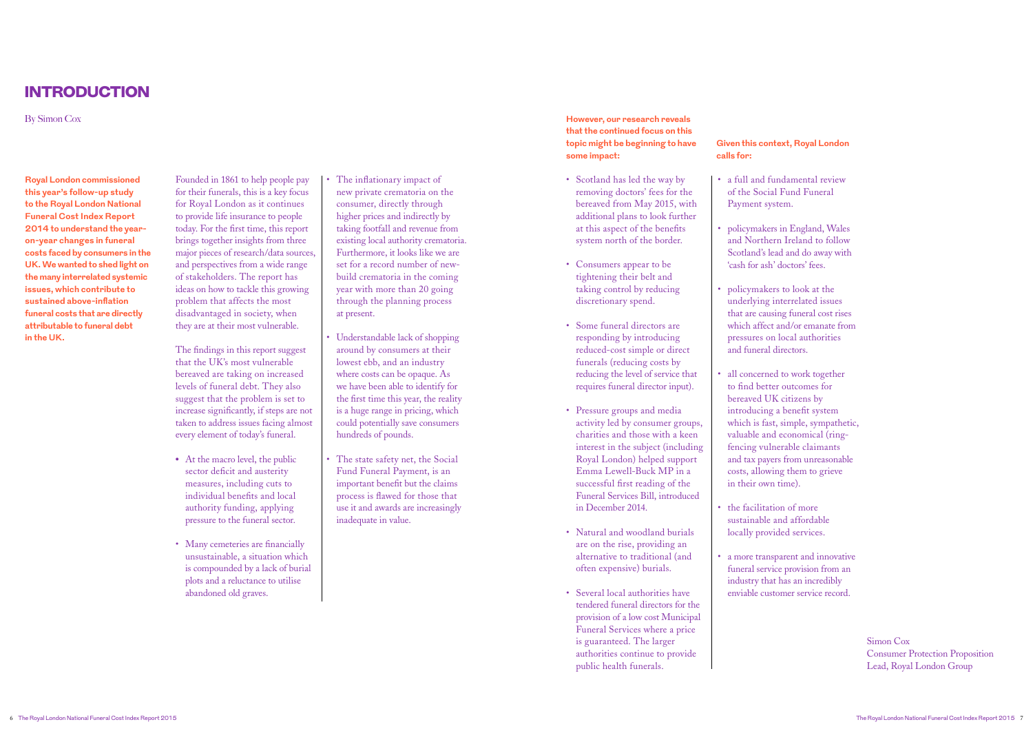# INTRODUCTION

By Simon Cox

**Royal London commissioned this year's follow-up study to the Royal London National Funeral Cost Index Report 2014 to understand the year-on-year changes in funeral costs faced by consumers in the UK. We wanted to shed light on the many interrelated systemic issues, which contribute to sustained above-inflation funeral costs that are directly attributable to funeral debt in the UK.**

Founded in 1861 to help people pay for their funerals, this is a key focus for Royal London as it continues to provide life insurance to people today. For the first time, this report brings together insights from three major pieces of research/data sources, and perspectives from a wide range of stakeholders. The report has ideas on how to tackle this growing problem that affects the most disadvantaged in society, when they are at their most vulnerable.

The findings in this report suggest that the UK's most vulnerable bereaved are taking on increased levels of funeral debt. They also suggest that the problem is set to increase significantly, if steps are not taken to address issues facing almost every element of today's funeral.

- At the macro level, the public sector deficit and austerity measures, including cuts to individual benefits and local authority funding, applying pressure to the funeral sector.
- Many cemeteries are financially unsustainable, a situation which is compounded by a lack of burial plots and a reluctance to utilise abandoned old graves.
- The inflationary impact of new private crematoria on the consumer, directly through higher prices and indirectly by taking footfall and revenue from existing local authority crematoria. Furthermore, it looks like we are set for a record number of new-build crematoria in the coming year with more than 20 going through the planning process at present.
- Understandable lack of shopping around by consumers at their lowest ebb, and an industry where costs can be opaque. As we have been able to identify for the first time this year, the reality is a huge range in pricing, which could potentially save consumers hundreds of pounds.
- The state safety net, the Social Fund Funeral Payment, is an important benefit but the claims process is flawed for those that use it and awards are increasingly inadequate in value.

**However, our research reveals that the continued focus on this topic might be beginning to have some impact:**

- Scotland has led the way by removing doctors' fees for the bereaved from May 2015, with additional plans to look further at this aspect of the benefits system north of the border.
- Consumers appear to be tightening their belt and taking control by reducing discretionary spend.
- Some funeral directors are responding by introducing reduced-cost simple or direct funerals (reducing costs by reducing the level of service that requires funeral director input).
- Pressure groups and media activity led by consumer groups, charities and those with a keen interest in the subject (including Royal London) helped support Emma Lewell-Buck MP in a successful first reading of the Funeral Services Bill, introduced in December 2014.
- Natural and woodland burials are on the rise, providing an alternative to traditional (and often expensive) burials.
- Several local authorities have tendered funeral directors for the provision of a low cost Municipal Funeral Services where a price is guaranteed. The larger authorities continue to provide public health funerals.

**Given this context, Royal London calls for:**

- a full and fundamental review of the Social Fund Funeral Payment system.
- policymakers in England, Wales and Northern Ireland to follow Scotland's lead and do away with 'cash for ash' doctors' fees.
- policymakers to look at the underlying interrelated issues that are causing funeral cost rises which affect and/or emanate from pressures on local authorities and funeral directors.
- all concerned to work together to find better outcomes for bereaved UK citizens by introducing a benefit system which is fast, simple, sympathetic, valuable and economical (ring-fencing vulnerable claimants and tax payers from unreasonable costs, allowing them to grieve in their own time).
- the facilitation of more sustainable and affordable locally provided services.
- a more transparent and innovative funeral service provision from an industry that has an incredibly enviable customer service record.

Simon Cox
Consumer Protection Proposition Lead, Royal London Group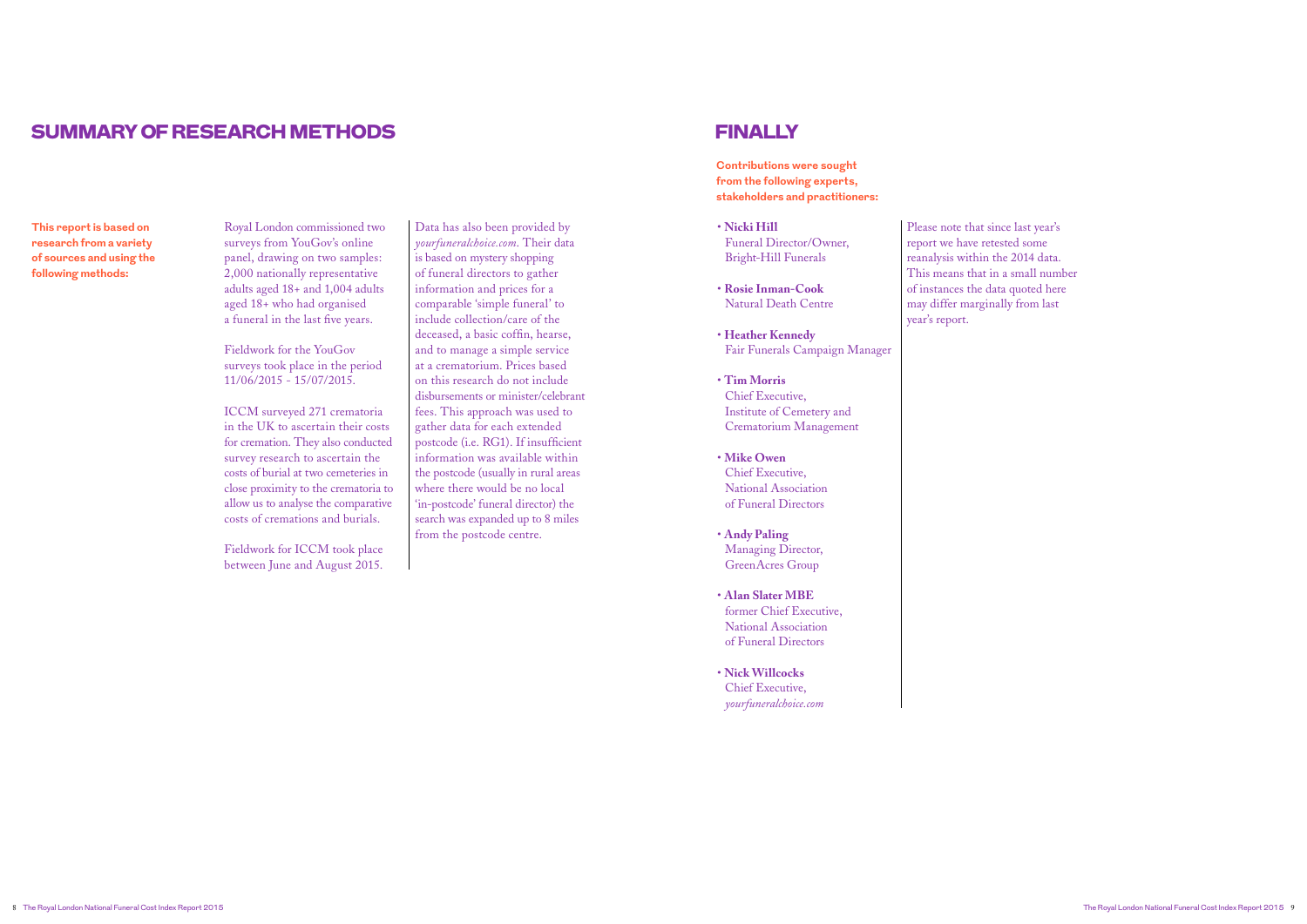## SUMMARY OF RESEARCH METHODS

**This report is based on research from a variety of sources and using the following methods:**

Royal London commissioned two surveys from YouGov's online panel, drawing on two samples: 2,000 nationally representative adults aged 18+ and 1,004 adults aged 18+ who had organised a funeral in the last five years.

Fieldwork for the YouGov surveys took place in the period 11/06/2015 - 15/07/2015.

ICCM surveyed 271 crematoria in the UK to ascertain their costs for cremation. They also conducted survey research to ascertain the costs of burial at two cemeteries in close proximity to the crematoria to allow us to analyse the comparative costs of cremations and burials.

Fieldwork for ICCM took place between June and August 2015.

Data has also been provided by *yourfuneralchoice.com*. Their data is based on mystery shopping of funeral directors to gather information and prices for a comparable 'simple funeral' to include collection/care of the deceased, a basic coffin, hearse, and to manage a simple service at a crematorium. Prices based on this research do not include disbursements or minister/celebrant fees. This approach was used to gather data for each extended postcode (i.e. RG1). If insufficient information was available within the postcode (usually in rural areas where there would be no local 'in-postcode' funeral director) the search was expanded up to 8 miles from the postcode centre.

## FINALLY

**Contributions were sought from the following experts, stakeholders and practitioners:**

- **Nicki Hill**
  Funeral Director/Owner, Bright-Hill Funerals
- **Rosie Inman-Cook**
  Natural Death Centre
- **Heather Kennedy**
  Fair Funerals Campaign Manager
- **Tim Morris**
  Chief Executive, Institute of Cemetery and Crematorium Management
- **Mike Owen**
  Chief Executive, National Association of Funeral Directors
- **Andy Paling**
  Managing Director, GreenAcres Group
- **Alan Slater MBE**
  former Chief Executive, National Association of Funeral Directors
- **Nick Willcocks**
  Chief Executive, *yourfuneralchoice.com*

Please note that since last year's report we have retested some reanalysis within the 2014 data. This means that in a small number of instances the data quoted here may differ marginally from last year's report.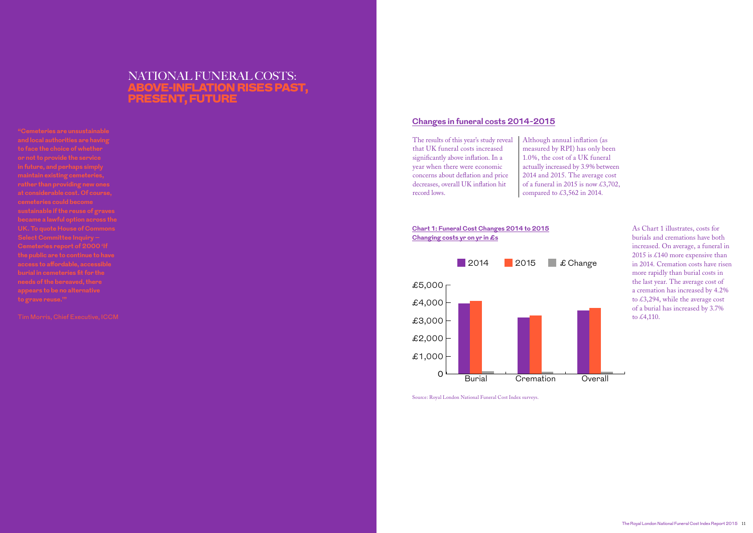# NATIONAL FUNERAL COSTS: ABOVE-INFLATION RISES PAST, PRESENT, FUTURE

"Cemeteries are unsustainable and local authorities are having to face the choice of whether or not to provide the service in future, and perhaps simply maintain existing cemeteries, rather than providing new ones at considerable cost. Of course, cemeteries could become sustainable if the reuse of graves became a lawful option across the UK. To quote House of Commons Select Committee Inquiry – Cemeteries report of 2000 'If the public are to continue to have access to affordable, accessible burial in cemeteries fit for the needs of the bereaved, there appears to be no alternative to grave reuse.'"

Tim Morris, Chief Executive, ICCM

## Changes in funeral costs 2014-2015

The results of this year's study reveal that UK funeral costs increased significantly above inflation. In a year when there were economic concerns about deflation and price decreases, overall UK inflation hit record lows.

Although annual inflation (as measured by RPI) has only been 1.0%, the cost of a UK funeral actually increased by 3.9% between 2014 and 2015. The average cost of a funeral in 2015 is now £3,702, compared to £3,562 in 2014.

**Chart 1: Funeral Cost Changes 2014 to 2015**
**Changing costs yr on yr in £s**

| | 2014 | 2015 | £ Change |
|---|---|---|---|
| Burial | | | |
| Cremation | | | |
| Overall | | | |

Source: Royal London National Funeral Cost Index surveys.

As Chart 1 illustrates, costs for burials and cremations have both increased. On average, a funeral in 2015 is £140 more expensive than in 2014. Cremation costs have risen more rapidly than burial costs in the last year. The average cost of a cremation has increased by 4.2% to £3,294, while the average cost of a burial has increased by 3.7% to £4,110.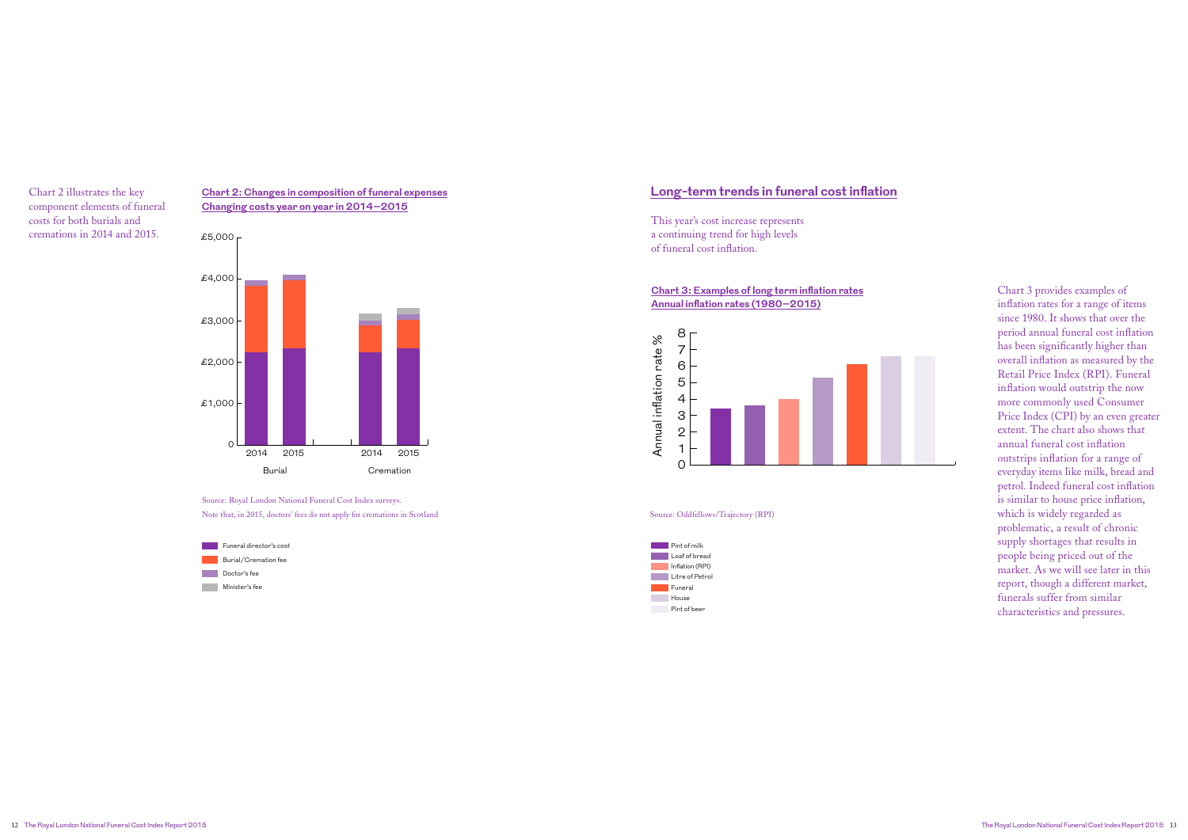Chart 2 illustrates the key component elements of funeral costs for both burials and cremations in 2014 and 2015.

**Chart 2: Changes in composition of funeral expenses**
**Changing costs year on year in 2014–2015**

Source: Royal London National Funeral Cost Index surveys.
Note that, in 2015, doctors' fees do not apply for cremations in Scotland

- Funeral director's cost
- Burial/Cremation fee
- Doctor's fee
- Minister's fee

## Long-term trends in funeral cost inflation

This year's cost increase represents a continuing trend for high levels of funeral cost inflation.

**Chart 3: Examples of long term inflation rates**
**Annual inflation rates (1980–2015)**

Source: Oddfellows/Trajectory (RPI)

- Pint of milk
- Loaf of bread
- Inflation (RPI)
- Litre of Petrol
- Funeral
- House
- Pint of beer

Chart 3 provides examples of inflation rates for a range of items since 1980. It shows that over the period annual funeral cost inflation has been significantly higher than overall inflation as measured by the Retail Price Index (RPI). Funeral inflation would outstrip the now more commonly used Consumer Price Index (CPI) by an even greater extent. The chart also shows that annual funeral cost inflation outstrips inflation for a range of everyday items like milk, bread and petrol. Indeed funeral cost inflation is similar to house price inflation, which is widely regarded as problematic, a result of chronic supply shortages that results in people being priced out of the market. As we will see later in this report, though a different market, funerals suffer from similar characteristics and pressures.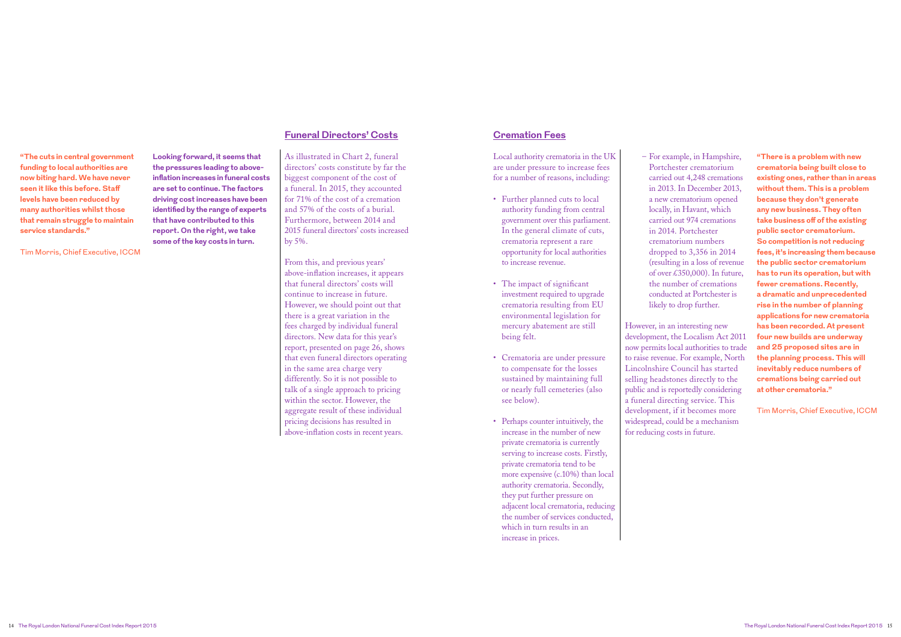**"The cuts in central government funding to local authorities are now biting hard. We have never seen it like this before. Staff levels have been reduced by many authorities whilst those that remain struggle to maintain service standards."**

Tim Morris, Chief Executive, ICCM

**Looking forward, it seems that the pressures leading to above-inflation increases in funeral costs are set to continue. The factors driving cost increases have been identified by the range of experts that have contributed to this report. On the right, we take some of the key costs in turn.**

## Funeral Directors' Costs

As illustrated in Chart 2, funeral directors' costs constitute by far the biggest component of the cost of a funeral. In 2015, they accounted for 71% of the cost of a cremation and 57% of the costs of a burial. Furthermore, between 2014 and 2015 funeral directors' costs increased by 5%.

From this, and previous years' above-inflation increases, it appears that funeral directors' costs will continue to increase in future. However, we should point out that there is a great variation in the fees charged by individual funeral directors. New data for this year's report, presented on page 26, shows that even funeral directors operating in the same area charge very differently. So it is not possible to talk of a single approach to pricing within the sector. However, the aggregate result of these individual pricing decisions has resulted in above-inflation costs in recent years.

## Cremation Fees

Local authority crematoria in the UK are under pressure to increase fees for a number of reasons, including:

- Further planned cuts to local authority funding from central government over this parliament. In the general climate of cuts, crematoria represent a rare opportunity for local authorities to increase revenue.
- The impact of significant investment required to upgrade crematoria resulting from EU environmental legislation for mercury abatement are still being felt.
- Crematoria are under pressure to compensate for the losses sustained by maintaining full or nearly full cemeteries (also see below).
- Perhaps counter intuitively, the increase in the number of new private crematoria is currently serving to increase costs. Firstly, private crematoria tend to be more expensive (c.10%) than local authority crematoria. Secondly, they put further pressure on adjacent local crematoria, reducing the number of services conducted, which in turn results in an increase in prices.
  - For example, in Hampshire, Portchester crematorium carried out 4,248 cremations in 2013. In December 2013, a new crematorium opened locally, in Havant, which carried out 974 cremations in 2014. Portchester crematorium numbers dropped to 3,356 in 2014 (resulting in a loss of revenue of over £350,000). In future, the number of cremations conducted at Portchester is likely to drop further.

However, in an interesting new development, the Localism Act 2011 now permits local authorities to trade to raise revenue. For example, North Lincolnshire Council has started selling headstones directly to the public and is reportedly considering a funeral directing service. This development, if it becomes more widespread, could be a mechanism for reducing costs in future.

**"There is a problem with new crematoria being built close to existing ones, rather than in areas without them. This is a problem because they don't generate any new business. They often take business off of the existing public sector crematorium. So competition is not reducing fees, it's increasing them because the public sector crematorium has to run its operation, but with fewer cremations. Recently, a dramatic and unprecedented rise in the number of planning applications for new crematoria has been recorded. At present four new builds are underway and 25 proposed sites are in the planning process. This will inevitably reduce numbers of cremations being carried out at other crematoria."**

Tim Morris, Chief Executive, ICCM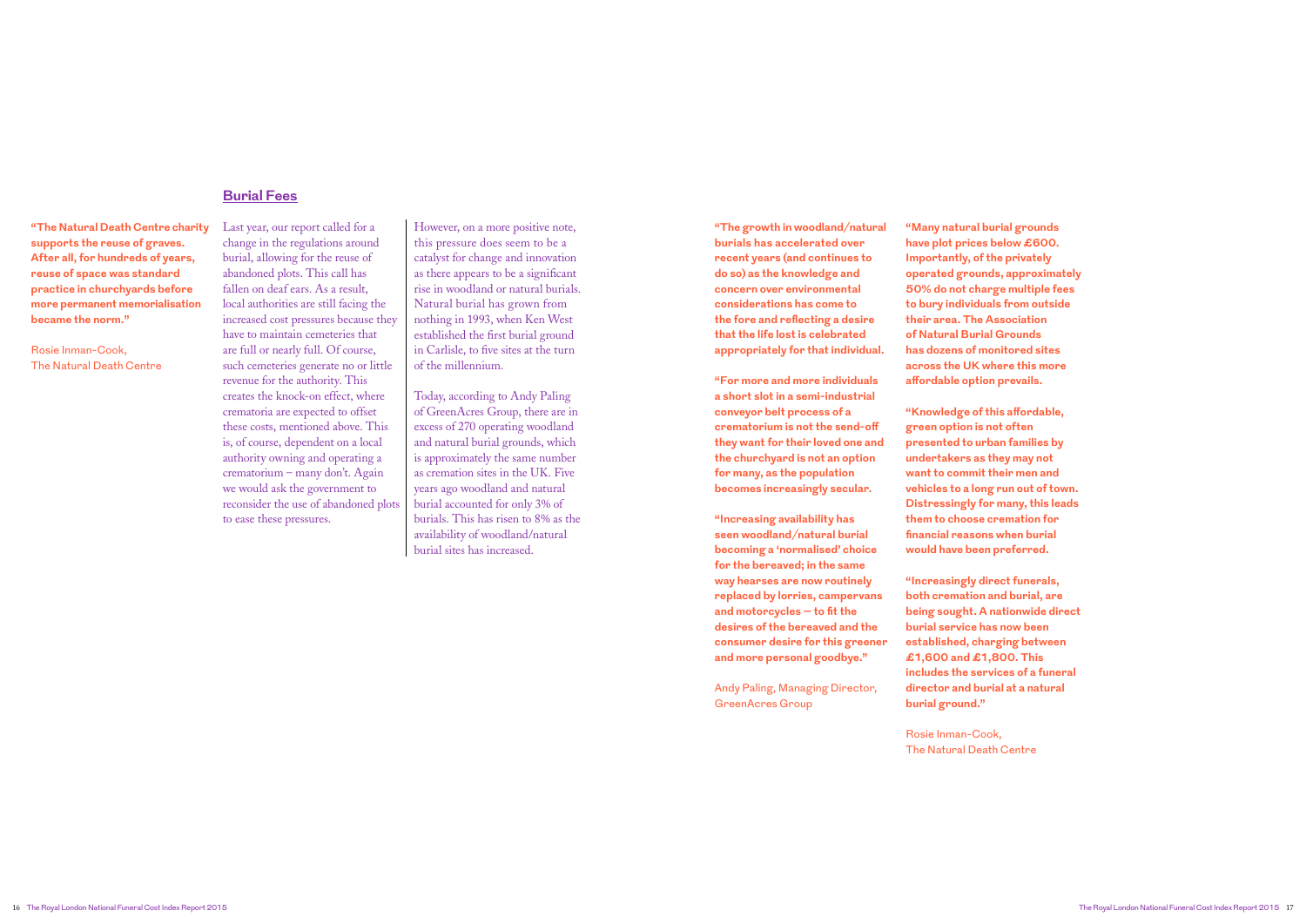## Burial Fees

**"The Natural Death Centre charity supports the reuse of graves. After all, for hundreds of years, reuse of space was standard practice in churchyards before more permanent memorialisation became the norm."**

Rosie Inman-Cook,
The Natural Death Centre

Last year, our report called for a change in the regulations around burial, allowing for the reuse of abandoned plots. This call has fallen on deaf ears. As a result, local authorities are still facing the increased cost pressures because they have to maintain cemeteries that are full or nearly full. Of course, such cemeteries generate no or little revenue for the authority. This creates the knock-on effect, where crematoria are expected to offset these costs, mentioned above. This is, of course, dependent on a local authority owning and operating a crematorium – many don't. Again we would ask the government to reconsider the use of abandoned plots to ease these pressures.

However, on a more positive note, this pressure does seem to be a catalyst for change and innovation as there appears to be a significant rise in woodland or natural burials. Natural burial has grown from nothing in 1993, when Ken West established the first burial ground in Carlisle, to five sites at the turn of the millennium.

Today, according to Andy Paling of GreenAcres Group, there are in excess of 270 operating woodland and natural burial grounds, which is approximately the same number as cremation sites in the UK. Five years ago woodland and natural burial accounted for only 3% of burials. This has risen to 8% as the availability of woodland/natural burial sites has increased.

**"The growth in woodland/natural burials has accelerated over recent years (and continues to do so) as the knowledge and concern over environmental considerations has come to the fore and reflecting a desire that the life lost is celebrated appropriately for that individual.**

**"For more and more individuals a short slot in a semi-industrial conveyor belt process of a crematorium is not the send-off they want for their loved one and the churchyard is not an option for many, as the population becomes increasingly secular.**

**"Increasing availability has seen woodland/natural burial becoming a 'normalised' choice for the bereaved; in the same way hearses are now routinely replaced by lorries, campervans and motorcycles – to fit the desires of the bereaved and the consumer desire for this greener and more personal goodbye."**

Andy Paling, Managing Director,
GreenAcres Group

**"Many natural burial grounds have plot prices below £600. Importantly, of the privately operated grounds, approximately 50% do not charge multiple fees to bury individuals from outside their area. The Association of Natural Burial Grounds has dozens of monitored sites across the UK where this more affordable option prevails.**

**"Knowledge of this affordable, green option is not often presented to urban families by undertakers as they may not want to commit their men and vehicles to a long run out of town. Distressingly for many, this leads them to choose cremation for financial reasons when burial would have been preferred.**

**"Increasingly direct funerals, both cremation and burial, are being sought. A nationwide direct burial service has now been established, charging between £1,600 and £1,800. This includes the services of a funeral director and burial at a natural burial ground."**

Rosie Inman-Cook,
The Natural Death Centre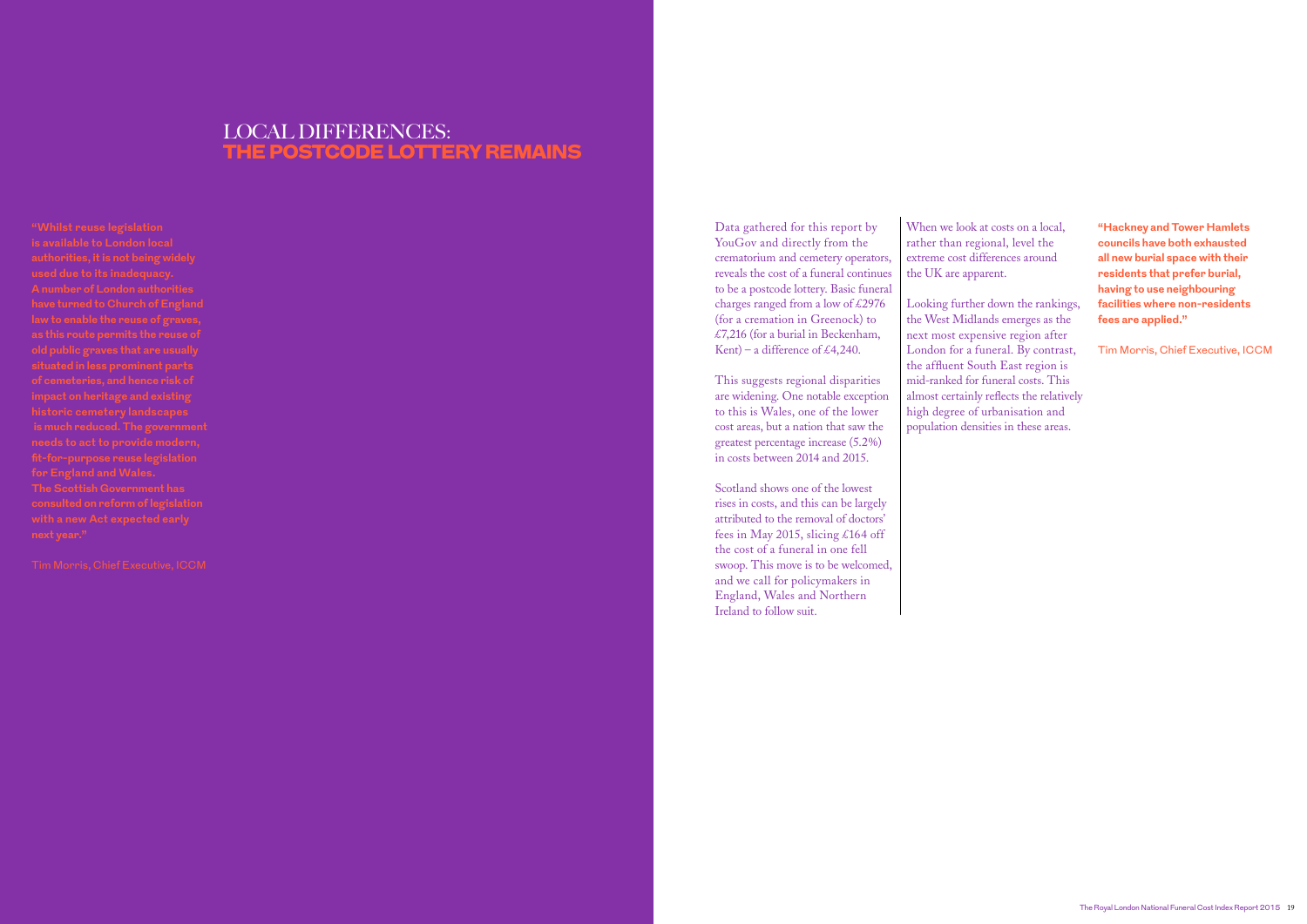# LOCAL DIFFERENCES: THE POSTCODE LOTTERY REMAINS

**"Whilst reuse legislation is available to London local authorities, it is not being widely used due to its inadequacy. A number of London authorities have turned to Church of England law to enable the reuse of graves, as this route permits the reuse of old public graves that are usually situated in less prominent parts of cemeteries, and hence risk of impact on heritage and existing historic cemetery landscapes is much reduced. The government needs to act to provide modern, fit-for-purpose reuse legislation for England and Wales. The Scottish Government has consulted on reform of legislation with a new Act expected early next year."**

Tim Morris, Chief Executive, ICCM

Data gathered for this report by YouGov and directly from the crematorium and cemetery operators, reveals the cost of a funeral continues to be a postcode lottery. Basic funeral charges ranged from a low of £2976 (for a cremation in Greenock) to £7,216 (for a burial in Beckenham, Kent) – a difference of £4,240.

This suggests regional disparities are widening. One notable exception to this is Wales, one of the lower cost areas, but a nation that saw the greatest percentage increase (5.2%) in costs between 2014 and 2015.

Scotland shows one of the lowest rises in costs, and this can be largely attributed to the removal of doctors' fees in May 2015, slicing £164 off the cost of a funeral in one fell swoop. This move is to be welcomed, and we call for policymakers in England, Wales and Northern Ireland to follow suit.

When we look at costs on a local, rather than regional, level the extreme cost differences around the UK are apparent.

Looking further down the rankings, the West Midlands emerges as the next most expensive region after London for a funeral. By contrast, the affluent South East region is mid-ranked for funeral costs. This almost certainly reflects the relatively high degree of urbanisation and population densities in these areas.

**"Hackney and Tower Hamlets councils have both exhausted all new burial space with their residents that prefer burial, having to use neighbouring facilities where non-residents fees are applied."**

Tim Morris, Chief Executive, ICCM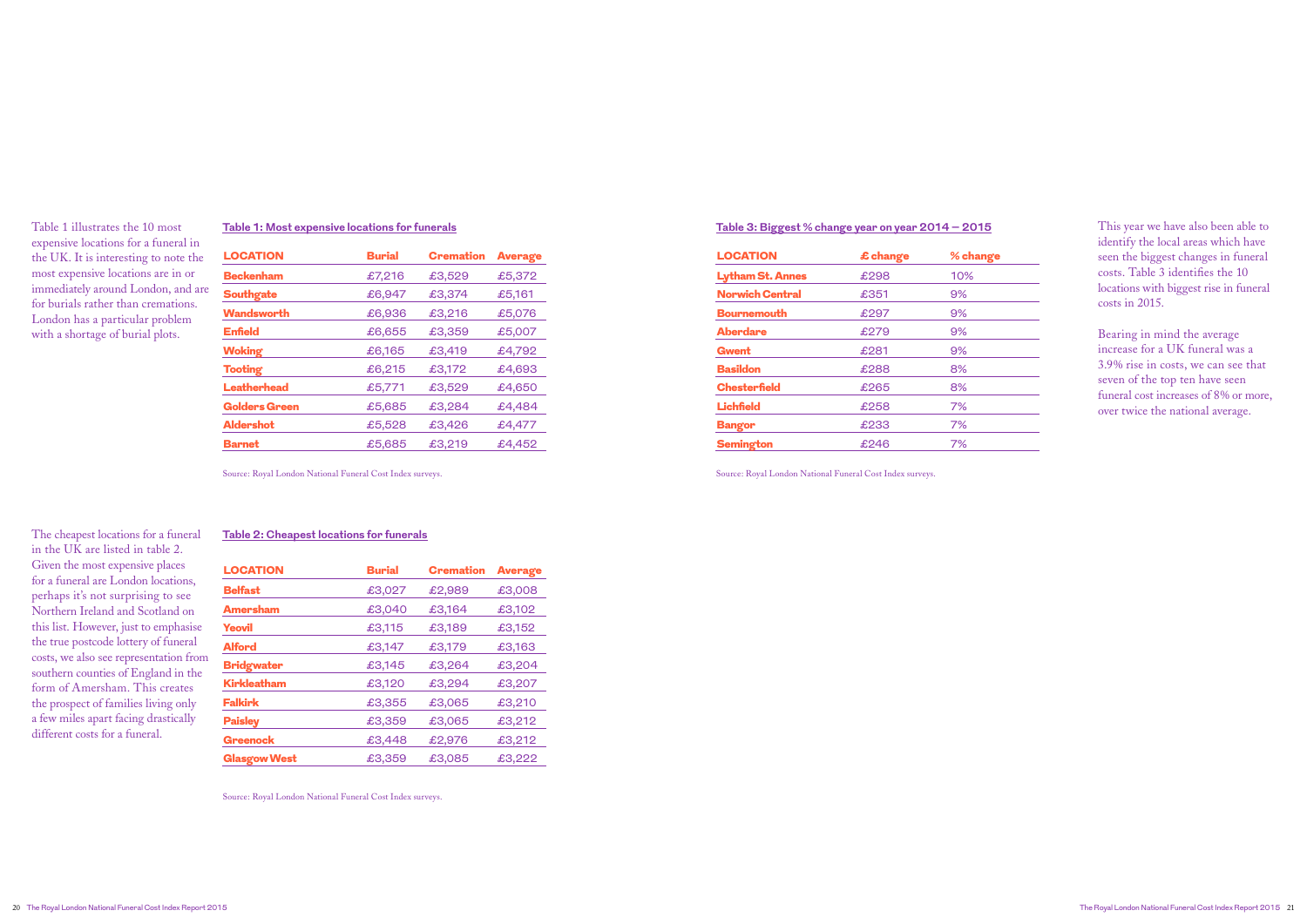Table 1 illustrates the 10 most expensive locations for a funeral in the UK. It is interesting to note the most expensive locations are in or immediately around London, and are for burials rather than cremations. London has a particular problem with a shortage of burial plots.

**Table 1: Most expensive locations for funerals**

| LOCATION | Burial | Cremation | Average |
|---|---|---|---|
| Beckenham | £7,216 | £3,529 | £5,372 |
| Southgate | £6,947 | £3,374 | £5,161 |
| Wandsworth | £6,936 | £3,216 | £5,076 |
| Enfield | £6,655 | £3,359 | £5,007 |
| Woking | £6,165 | £3,419 | £4,792 |
| Tooting | £6,215 | £3,172 | £4,693 |
| Leatherhead | £5,771 | £3,529 | £4,650 |
| Golders Green | £5,685 | £3,284 | £4,484 |
| Aldershot | £5,528 | £3,426 | £4,477 |
| Barnet | £5,685 | £3,219 | £4,452 |

Source: Royal London National Funeral Cost Index surveys.

The cheapest locations for a funeral in the UK are listed in table 2. Given the most expensive places for a funeral are London locations, perhaps it's not surprising to see Northern Ireland and Scotland on this list. However, just to emphasise the true postcode lottery of funeral costs, we also see representation from southern counties of England in the form of Amersham. This creates the prospect of families living only a few miles apart facing drastically different costs for a funeral.

**Table 2: Cheapest locations for funerals**

| LOCATION | Burial | Cremation | Average |
|---|---|---|---|
| Belfast | £3,027 | £2,989 | £3,008 |
| Amersham | £3,040 | £3,164 | £3,102 |
| Yeovil | £3,115 | £3,189 | £3,152 |
| Alford | £3,147 | £3,179 | £3,163 |
| Bridgwater | £3,145 | £3,264 | £3,204 |
| Kirkleatham | £3,120 | £3,294 | £3,207 |
| Falkirk | £3,355 | £3,065 | £3,210 |
| Paisley | £3,359 | £3,065 | £3,212 |
| Greenock | £3,448 | £2,976 | £3,212 |
| Glasgow West | £3,359 | £3,085 | £3,222 |

Source: Royal London National Funeral Cost Index surveys.

**Table 3: Biggest % change year on year 2014 – 2015**

| LOCATION | £ change | % change |
|---|---|---|
| Lytham St. Annes | £298 | 10% |
| Norwich Central | £351 | 9% |
| Bournemouth | £297 | 9% |
| Aberdare | £279 | 9% |
| Gwent | £281 | 9% |
| Basildon | £288 | 8% |
| Chesterfield | £265 | 8% |
| Lichfield | £258 | 7% |
| Bangor | £233 | 7% |
| Semington | £246 | 7% |

Source: Royal London National Funeral Cost Index surveys.

This year we have also been able to identify the local areas which have seen the biggest changes in funeral costs. Table 3 identifies the 10 locations with biggest rise in funeral costs in 2015.

Bearing in mind the average increase for a UK funeral was a 3.9% rise in costs, we can see that seven of the top ten have seen funeral cost increases of 8% or more, over twice the national average.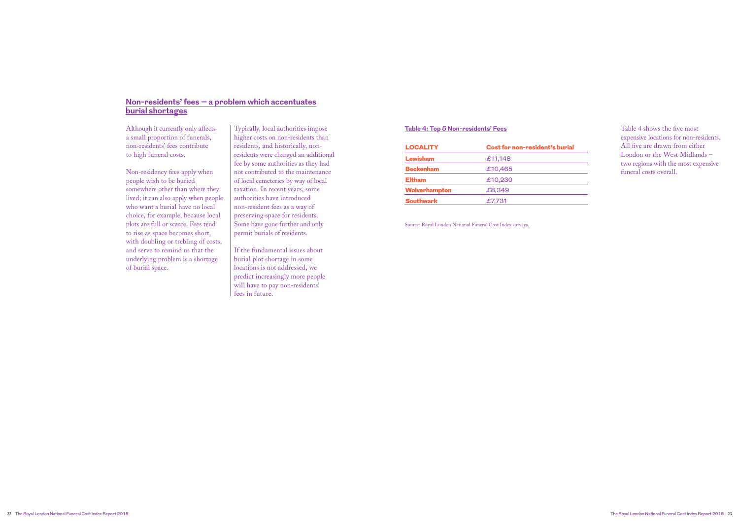## Non-residents' fees – a problem which accentuates burial shortages

Although it currently only affects a small proportion of funerals, non-residents' fees contribute to high funeral costs.

Non-residency fees apply when people wish to be buried somewhere other than where they lived; it can also apply when people who want a burial have no local choice, for example, because local plots are full or scarce. Fees tend to rise as space becomes short, with doubling or trebling of costs, and serve to remind us that the underlying problem is a shortage of burial space.

Typically, local authorities impose higher costs on non-residents than residents, and historically, non-residents were charged an additional fee by some authorities as they had not contributed to the maintenance of local cemeteries by way of local taxation. In recent years, some authorities have introduced non-resident fees as a way of preserving space for residents. Some have gone further and only permit burials of residents.

If the fundamental issues about burial plot shortage in some locations is not addressed, we predict increasingly more people will have to pay non-residents' fees in future.

**Table 4: Top 5 Non-residents' Fees**

| LOCALITY | Cost for non-resident's burial |
|---|---|
| Lewisham | £11,148 |
| Beckenham | £10,465 |
| Eltham | £10,230 |
| Wolverhampton | £8,349 |
| Southwark | £7,731 |

Source: Royal London National Funeral Cost Index surveys.

Table 4 shows the five most expensive locations for non-residents. All five are drawn from either London or the West Midlands – two regions with the most expensive funeral costs overall.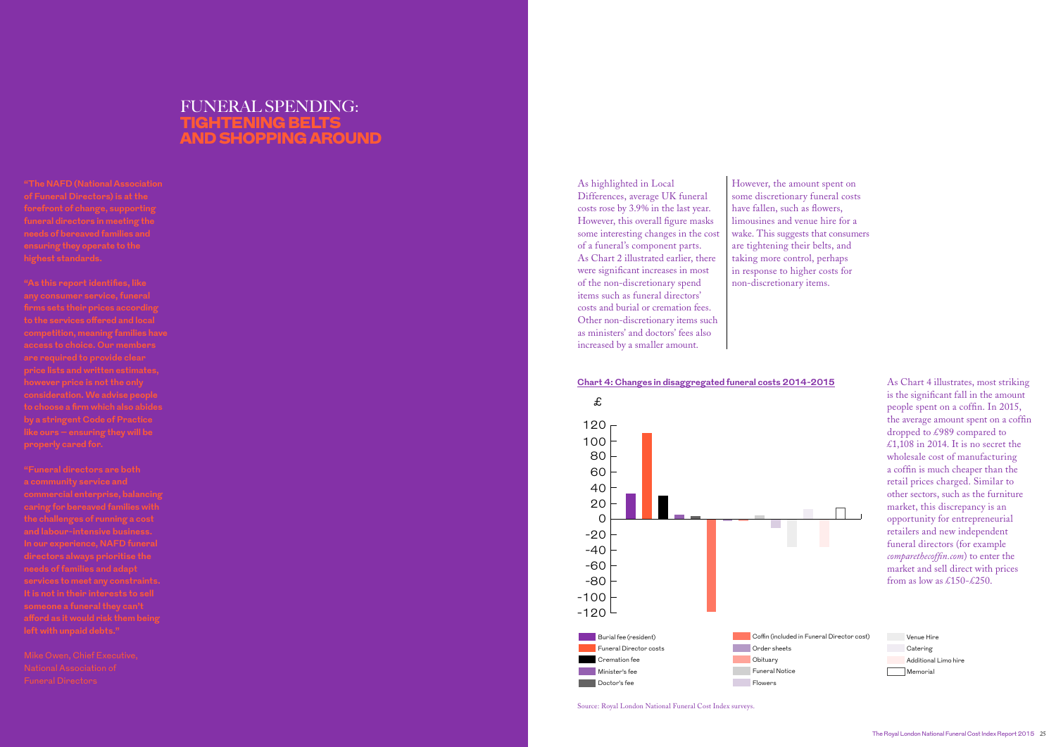# FUNERAL SPENDING: TIGHTENING BELTS AND SHOPPING AROUND

**"The NAFD (National Association of Funeral Directors) is at the forefront of change, supporting funeral directors in meeting the needs of bereaved families and ensuring they operate to the highest standards.**

**"As this report identifies, like any consumer service, funeral firms sets their prices according to the services offered and local competition, meaning families have access to choice. Our members are required to provide clear price lists and written estimates, however price is not the only consideration. We advise people to choose a firm which also abides by a stringent Code of Practice like ours – ensuring they will be properly cared for.**

**"Funeral directors are both a community service and commercial enterprise, balancing caring for bereaved families with the challenges of running a cost and labour-intensive business. In our experience, NAFD funeral directors always prioritise the needs of families and adapt services to meet any constraints. It is not in their interests to sell someone a funeral they can't afford as it would risk them being left with unpaid debts."**

Mike Owen, Chief Executive, National Association of Funeral Directors

As highlighted in Local Differences, average UK funeral costs rose by 3.9% in the last year. However, this overall figure masks some interesting changes in the cost of a funeral's component parts. As Chart 2 illustrated earlier, there were significant increases in most of the non-discretionary spend items such as funeral directors' costs and burial or cremation fees. Other non-discretionary items such as ministers' and doctors' fees also increased by a smaller amount.

However, the amount spent on some discretionary funeral costs have fallen, such as flowers, limousines and venue hire for a wake. This suggests that consumers are tightening their belts, and taking more control, perhaps in response to higher costs for non-discretionary items.

**Chart 4: Changes in disaggregated funeral costs 2014-2015**

£

Legend: Burial fee (resident); Funeral Director costs; Cremation fee; Minister's fee; Doctor's fee; Coffin (included in Funeral Director cost); Order sheets; Obituary; Funeral Notice; Flowers; Venue Hire; Catering; Additional Limo hire; Memorial

Source: Royal London National Funeral Cost Index surveys.

As Chart 4 illustrates, most striking is the significant fall in the amount people spent on a coffin. In 2015, the average amount spent on a coffin dropped to £989 compared to £1,108 in 2014. It is no secret the wholesale cost of manufacturing a coffin is much cheaper than the retail prices charged. Similar to other sectors, such as the furniture market, this discrepancy is an opportunity for entrepreneurial retailers and new independent funeral directors (for example *comparethecoffin.com*) to enter the market and sell direct with prices from as low as £150-£250.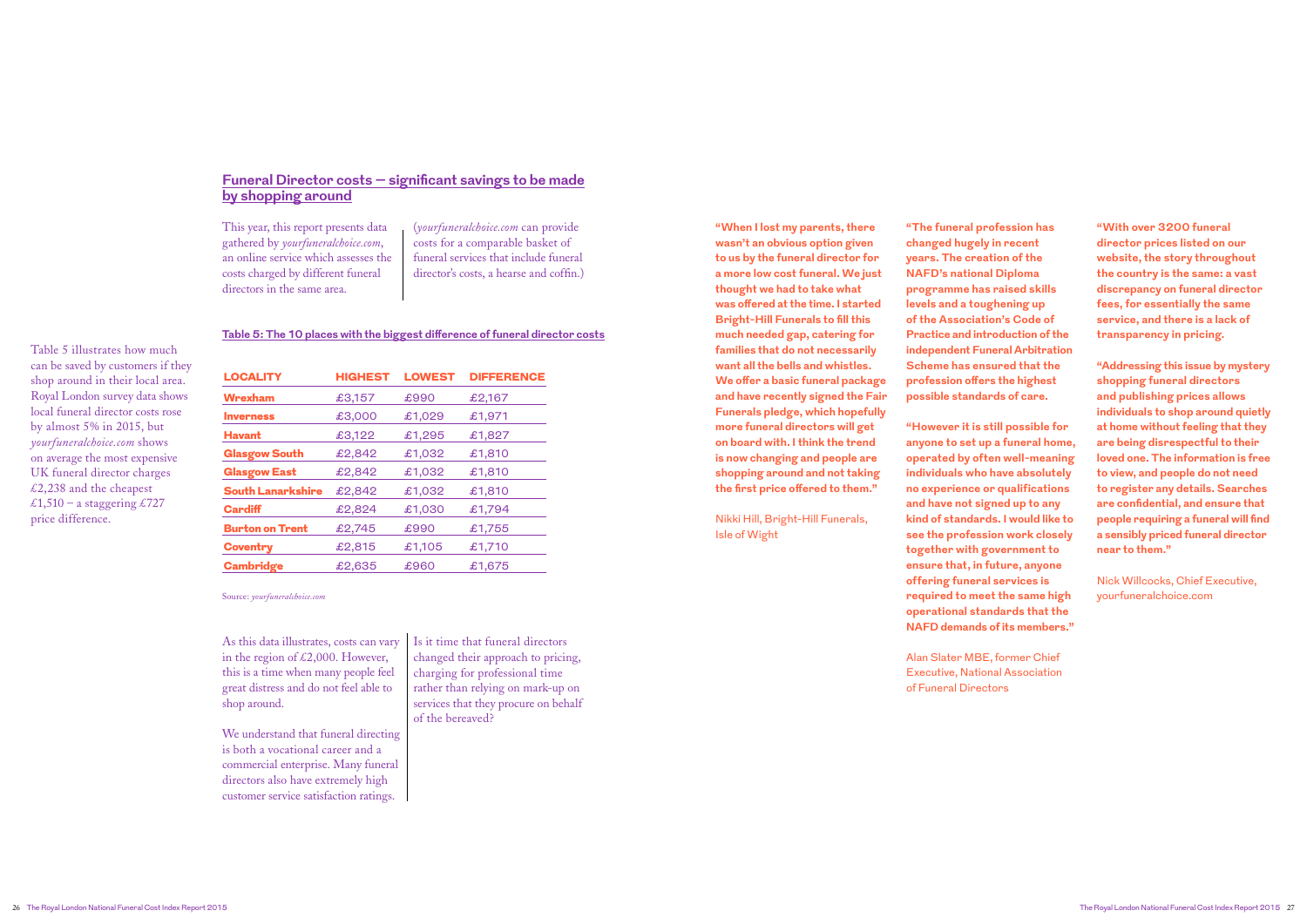## Funeral Director costs – significant savings to be made by shopping around

This year, this report presents data gathered by *yourfuneralchoice.com*, an online service which assesses the costs charged by different funeral directors in the same area.

(*yourfuneralchoice.com* can provide costs for a comparable basket of funeral services that include funeral director's costs, a hearse and coffin.)

Table 5 illustrates how much can be saved by customers if they shop around in their local area. Royal London survey data shows local funeral director costs rose by almost 5% in 2015, but *yourfuneralchoice.com* shows on average the most expensive UK funeral director charges £2,238 and the cheapest £1,510 – a staggering £727 price difference.

**Table 5: The 10 places with the biggest difference of funeral director costs**

| LOCALITY | HIGHEST | LOWEST | DIFFERENCE |
|---|---|---|---|
| **Wrexham** | £3,157 | £990 | £2,167 |
| **Inverness** | £3,000 | £1,029 | £1,971 |
| **Havant** | £3,122 | £1,295 | £1,827 |
| **Glasgow South** | £2,842 | £1,032 | £1,810 |
| **Glasgow East** | £2,842 | £1,032 | £1,810 |
| **South Lanarkshire** | £2,842 | £1,032 | £1,810 |
| **Cardiff** | £2,824 | £1,030 | £1,794 |
| **Burton on Trent** | £2,745 | £990 | £1,755 |
| **Coventry** | £2,815 | £1,105 | £1,710 |
| **Cambridge** | £2,635 | £960 | £1,675 |

Source: *yourfuneralchoice.com*

As this data illustrates, costs can vary in the region of £2,000. However, this is a time when many people feel great distress and do not feel able to shop around.

We understand that funeral directing is both a vocational career and a commercial enterprise. Many funeral directors also have extremely high customer service satisfaction ratings.

Is it time that funeral directors changed their approach to pricing, charging for professional time rather than relying on mark-up on services that they procure on behalf of the bereaved?

**"When I lost my parents, there wasn't an obvious option given to us by the funeral director for a more low cost funeral. We just thought we had to take what was offered at the time. I started Bright-Hill Funerals to fill this much needed gap, catering for families that do not necessarily want all the bells and whistles. We offer a basic funeral package and have recently signed the Fair Funerals pledge, which hopefully more funeral directors will get on board with. I think the trend is now changing and people are shopping around and not taking the first price offered to them."**

Nikki Hill, Bright-Hill Funerals, Isle of Wight

**"The funeral profession has changed hugely in recent years. The creation of the NAFD's national Diploma programme has raised skills levels and a toughening up of the Association's Code of Practice and introduction of the independent Funeral Arbitration Scheme has ensured that the profession offers the highest possible standards of care.**

**"However it is still possible for anyone to set up a funeral home, operated by often well-meaning individuals who have absolutely no experience or qualifications and have not signed up to any kind of standards. I would like to see the profession work closely together with government to ensure that, in future, anyone offering funeral services is required to meet the same high operational standards that the NAFD demands of its members."**

Alan Slater MBE, former Chief Executive, National Association of Funeral Directors

**"With over 3200 funeral director prices listed on our website, the story throughout the country is the same: a vast discrepancy on funeral director fees, for essentially the same service, and there is a lack of transparency in pricing.**

**"Addressing this issue by mystery shopping funeral directors and publishing prices allows individuals to shop around quietly at home without feeling that they are being disrespectful to their loved one. The information is free to view, and people do not need to register any details. Searches are confidential, and ensure that people requiring a funeral will find a sensibly priced funeral director near to them."**

Nick Willcocks, Chief Executive, yourfuneralchoice.com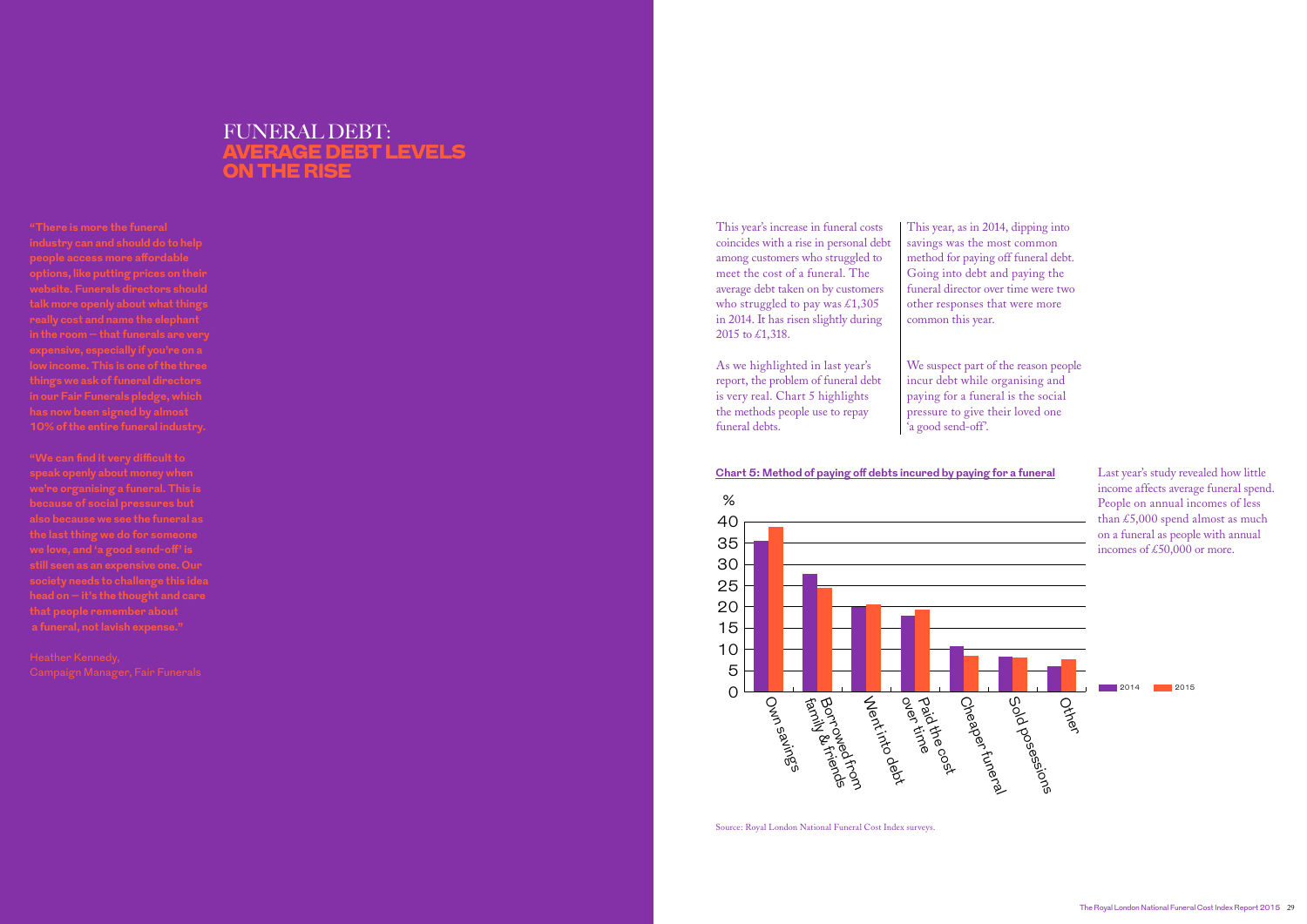# FUNERAL DEBT: AVERAGE DEBT LEVELS ON THE RISE

"There is more the funeral industry can and should do to help people access more affordable options, like putting prices on their website. Funerals directors should talk more openly about what things really cost and name the elephant in the room – that funerals are very expensive, especially if you're on a low income. This is one of the three things we ask of funeral directors in our Fair Funerals pledge, which has now been signed by almost 10% of the entire funeral industry.

"We can find it very difficult to speak openly about money when we're organising a funeral. This is because of social pressures but also because we see the funeral as the last thing we do for someone we love, and 'a good send-off' is still seen as an expensive one. Our society needs to challenge this idea head on – it's the thought and care that people remember about a funeral, not lavish expense."

Heather Kennedy,
Campaign Manager, Fair Funerals

This year's increase in funeral costs coincides with a rise in personal debt among customers who struggled to meet the cost of a funeral. The average debt taken on by customers who struggled to pay was £1,305 in 2014. It has risen slightly during 2015 to £1,318.

As we highlighted in last year's report, the problem of funeral debt is very real. Chart 5 highlights the methods people use to repay funeral debts.

This year, as in 2014, dipping into savings was the most common method for paying off funeral debt. Going into debt and paying the funeral director over time were two other responses that were more common this year.

We suspect part of the reason people incur debt while organising and paying for a funeral is the social pressure to give their loved one 'a good send-off'.

**Chart 5: Method of paying off debts incured by paying for a funeral**

| Method | 2014 (%) | 2015 (%) |
|---|---|---|
| Own savings | ~35.5 | ~38.5 |
| Borrowed from family & friends | ~27.5 | ~24.5 |
| Went into debt | ~20 | ~20.5 |
| Paid the cost over time | ~18 | ~19 |
| Cheaper funeral | ~10.5 | ~8.5 |
| Sold possessions | ~8 | ~8 |
| Other | ~6 | ~7.5 |

Source: Royal London National Funeral Cost Index surveys.

Last year's study revealed how little income affects average funeral spend. People on annual incomes of less than £5,000 spend almost as much on a funeral as people with annual incomes of £50,000 or more.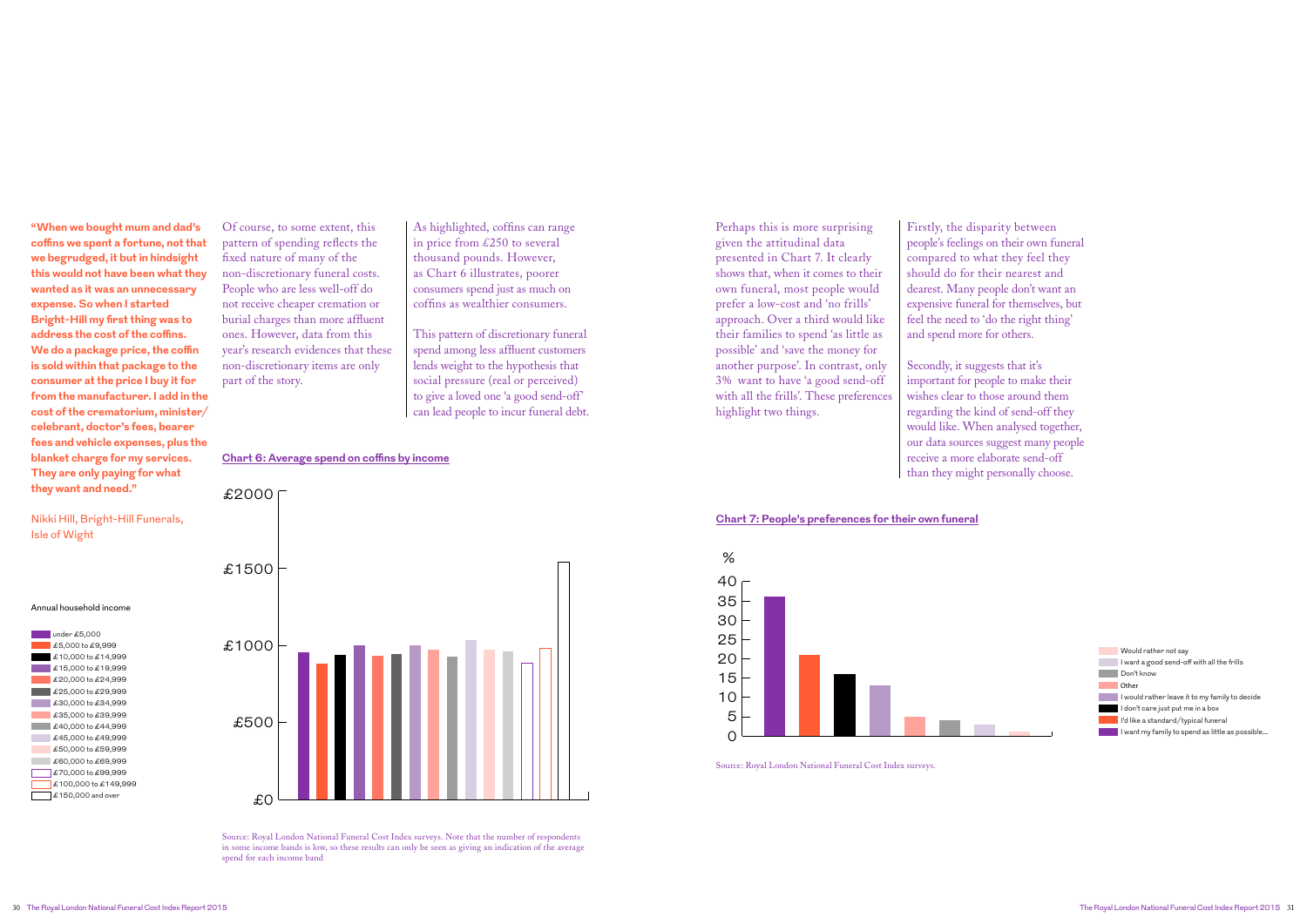**"When we bought mum and dad's coffins we spent a fortune, not that we begrudged, it but in hindsight this would not have been what they wanted as it was an unnecessary expense. So when I started Bright-Hill my first thing was to address the cost of the coffins. We do a package price, the coffin is sold within that package to the consumer at the price I buy it for from the manufacturer. I add in the cost of the crematorium, minister/celebrant, doctor's fees, bearer fees and vehicle expenses, plus the blanket charge for my services. They are only paying for what they want and need."**

Nikki Hill, Bright-Hill Funerals, Isle of Wight

Of course, to some extent, this pattern of spending reflects the fixed nature of many of the non-discretionary funeral costs. People who are less well-off do not receive cheaper cremation or burial charges than more affluent ones. However, data from this year's research evidences that these non-discretionary items are only part of the story.

As highlighted, coffins can range in price from £250 to several thousand pounds. However, as Chart 6 illustrates, poorer consumers spend just as much on coffins as wealthier consumers.

This pattern of discretionary funeral spend among less affluent customers lends weight to the hypothesis that social pressure (real or perceived) to give a loved one 'a good send-off' can lead people to incur funeral debt.

**Chart 6: Average spend on coffins by income**

Annual household income

- under £5,000
- £5,000 to £9,999
- £10,000 to £14,999
- £15,000 to £19,999
- £20,000 to £24,999
- £25,000 to £29,999
- £30,000 to £34,999
- £35,000 to £39,999
- £40,000 to £44,999
- £45,000 to £49,999
- £50,000 to £59,999
- £60,000 to £69,999
- £70,000 to £99,999
- £100,000 to £149,999
- £150,000 and over

Source: Royal London National Funeral Cost Index surveys. Note that the number of respondents in some income bands is low, so these results can only be seen as giving an indication of the average spend for each income band

Perhaps this is more surprising given the attitudinal data presented in Chart 7. It clearly shows that, when it comes to their own funeral, most people would prefer a low-cost and 'no frills' approach. Over a third would like their families to spend 'as little as possible' and 'save the money for another purpose'. In contrast, only 3% want to have 'a good send-off with all the frills'. These preferences highlight two things.

Firstly, the disparity between people's feelings on their own funeral compared to what they feel they should do for their nearest and dearest. Many people don't want an expensive funeral for themselves, but feel the need to 'do the right thing' and spend more for others.

Secondly, it suggests that it's important for people to make their wishes clear to those around them regarding the kind of send-off they would like. When analysed together, our data sources suggest many people receive a more elaborate send-off than they might personally choose.

**Chart 7: People's preferences for their own funeral**

- Would rather not say
- I want a good send-off with all the frills
- Don't know
- Other
- I would rather leave it to my family to decide
- I don't care just put me in a box
- I'd like a standard/typical funeral
- I want my family to spend as little as possible...

Source: Royal London National Funeral Cost Index surveys.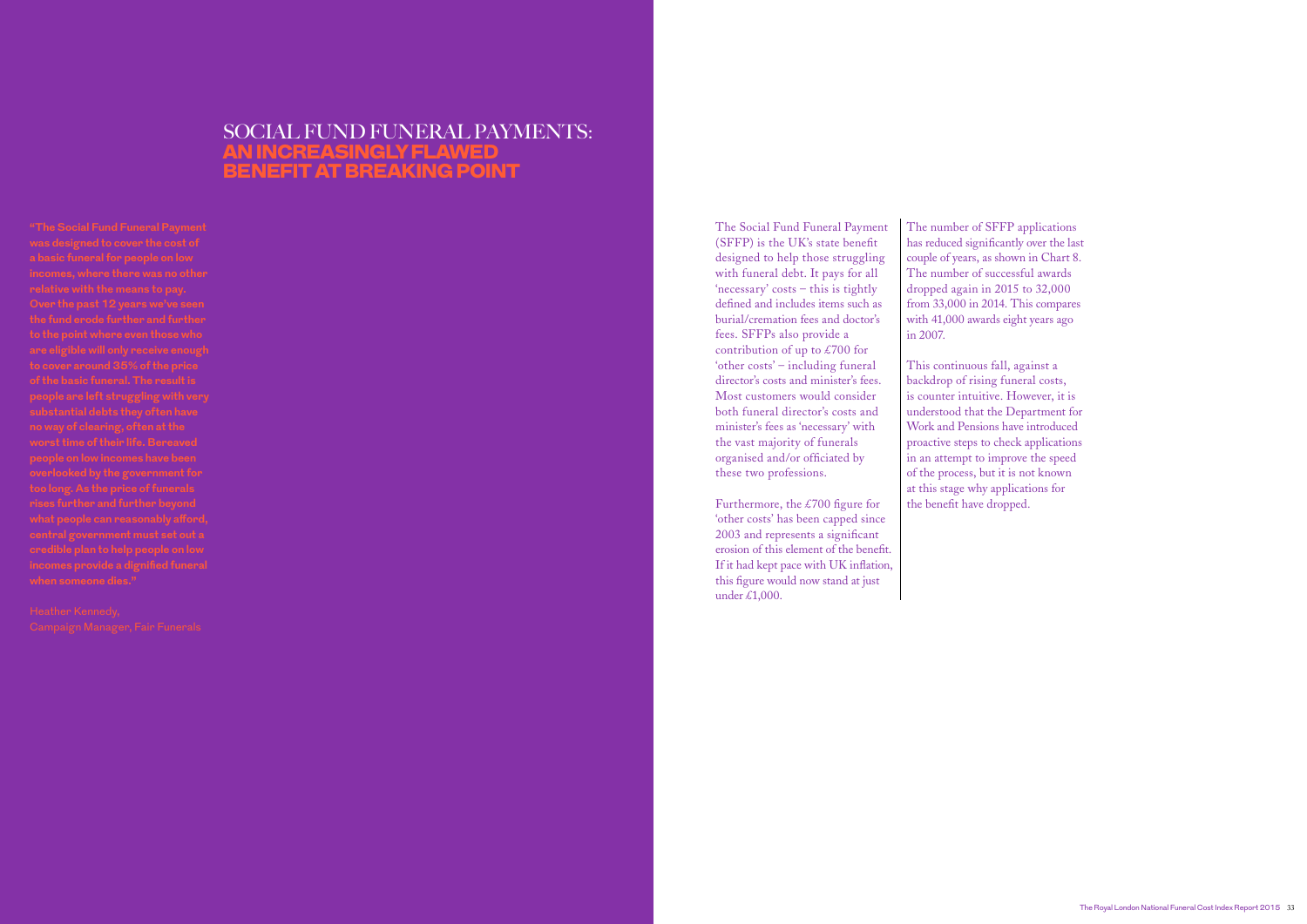# SOCIAL FUND FUNERAL PAYMENTS: **AN INCREASINGLY FLAWED BENEFIT AT BREAKING POINT**

**"The Social Fund Funeral Payment was designed to cover the cost of a basic funeral for people on low incomes, where there was no other relative with the means to pay. Over the past 12 years we've seen the fund erode further and further to the point where even those who are eligible will only receive enough to cover around 35% of the price of the basic funeral. The result is people are left struggling with very substantial debts they often have no way of clearing, often at the worst time of their life. Bereaved people on low incomes have been overlooked by the government for too long. As the price of funerals rises further and further beyond what people can reasonably afford, central government must set out a credible plan to help people on low incomes provide a dignified funeral when someone dies."**

Heather Kennedy,
Campaign Manager, Fair Funerals

The Social Fund Funeral Payment (SFFP) is the UK's state benefit designed to help those struggling with funeral debt. It pays for all 'necessary' costs – this is tightly defined and includes items such as burial/cremation fees and doctor's fees. SFFPs also provide a contribution of up to £700 for 'other costs' – including funeral director's costs and minister's fees. Most customers would consider both funeral director's costs and minister's fees as 'necessary' with the vast majority of funerals organised and/or officiated by these two professions.

Furthermore, the £700 figure for 'other costs' has been capped since 2003 and represents a significant erosion of this element of the benefit. If it had kept pace with UK inflation, this figure would now stand at just under £1,000.

The number of SFFP applications has reduced significantly over the last couple of years, as shown in Chart 8. The number of successful awards dropped again in 2015 to 32,000 from 33,000 in 2014. This compares with 41,000 awards eight years ago in 2007.

This continuous fall, against a backdrop of rising funeral costs, is counter intuitive. However, it is understood that the Department for Work and Pensions have introduced proactive steps to check applications in an attempt to improve the speed of the process, but it is not known at this stage why applications for the benefit have dropped.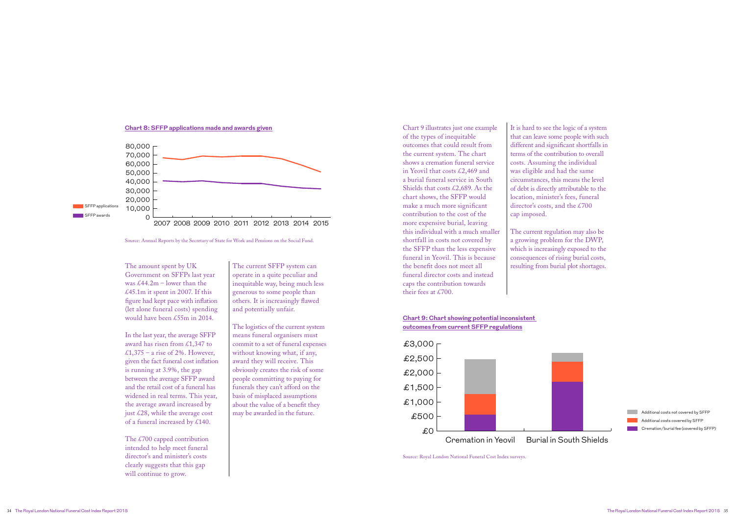**Chart 8: SFFP applications made and awards given**

Source: Annual Reports by the Secretary of State for Work and Pensions on the Social Fund.

The amount spent by UK Government on SFFPs last year was £44.2m – lower than the £45.1m it spent in 2007. If this figure had kept pace with inflation (let alone funeral costs) spending would have been £55m in 2014.

In the last year, the average SFFP award has risen from £1,347 to £1,375 – a rise of 2%. However, given the fact funeral cost inflation is running at 3.9%, the gap between the average SFFP award and the retail cost of a funeral has widened in real terms. This year, the average award increased by just £28, while the average cost of a funeral increased by £140.

The £700 capped contribution intended to help meet funeral director's and minister's costs clearly suggests that this gap will continue to grow.

The current SFFP system can operate in a quite peculiar and inequitable way, being much less generous to some people than others. It is increasingly flawed and potentially unfair.

The logistics of the current system means funeral organisers must commit to a set of funeral expenses without knowing what, if any, award they will receive. This obviously creates the risk of some people committing to paying for funerals they can't afford on the basis of misplaced assumptions about the value of a benefit they may be awarded in the future.

Chart 9 illustrates just one example of the types of inequitable outcomes that could result from the current system. The chart shows a cremation funeral service in Yeovil that costs £2,469 and a burial funeral service in South Shields that costs £2,689. As the chart shows, the SFFP would make a much more significant contribution to the cost of the more expensive burial, leaving this individual with a much smaller shortfall in costs not covered by the SFFP than the less expensive funeral in Yeovil. This is because the benefit does not meet all funeral director costs and instead caps the contribution towards their fees at £700.

It is hard to see the logic of a system that can leave some people with such different and significant shortfalls in terms of the contribution to overall costs. Assuming the individual was eligible and had the same circumstances, this means the level of debt is directly attributable to the location, minister's fees, funeral director's costs, and the £700 cap imposed.

The current regulation may also be a growing problem for the DWP, which is increasingly exposed to the consequences of rising burial costs, resulting from burial plot shortages.

**Chart 9: Chart showing potential inconsistent outcomes from current SFFP regulations**

Source: Royal London National Funeral Cost Index surveys.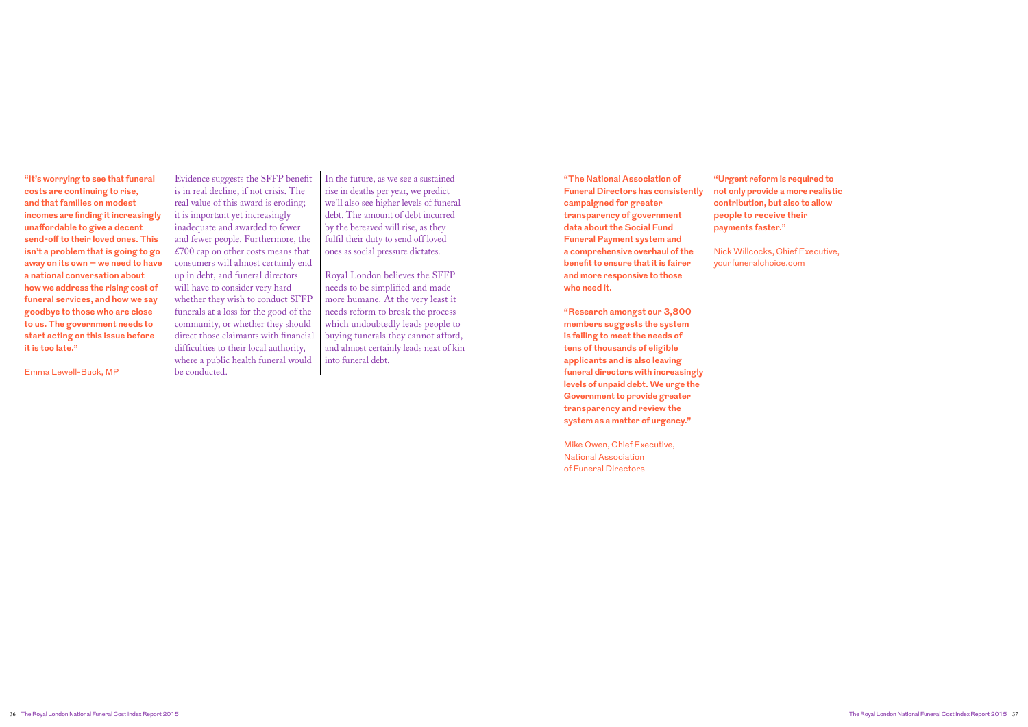**"It's worrying to see that funeral costs are continuing to rise, and that families on modest incomes are finding it increasingly unaffordable to give a decent send-off to their loved ones. This isn't a problem that is going to go away on its own — we need to have a national conversation about how we address the rising cost of funeral services, and how we say goodbye to those who are close to us. The government needs to start acting on this issue before it is too late."**

Emma Lewell-Buck, MP

Evidence suggests the SFFP benefit is in real decline, if not crisis. The real value of this award is eroding; it is important yet increasingly inadequate and awarded to fewer and fewer people. Furthermore, the £700 cap on other costs means that consumers will almost certainly end up in debt, and funeral directors will have to consider very hard whether they wish to conduct SFFP funerals at a loss for the good of the community, or whether they should direct those claimants with financial difficulties to their local authority, where a public health funeral would be conducted.

In the future, as we see a sustained rise in deaths per year, we predict we'll also see higher levels of funeral debt. The amount of debt incurred by the bereaved will rise, as they fulfil their duty to send off loved ones as social pressure dictates.

Royal London believes the SFFP needs to be simplified and made more humane. At the very least it needs reform to break the process which undoubtedly leads people to buying funerals they cannot afford, and almost certainly leads next of kin into funeral debt.

**"The National Association of Funeral Directors has consistently campaigned for greater transparency of government data about the Social Fund Funeral Payment system and a comprehensive overhaul of the benefit to ensure that it is fairer and more responsive to those who need it.**

**"Research amongst our 3,800 members suggests the system is failing to meet the needs of tens of thousands of eligible applicants and is also leaving funeral directors with increasingly levels of unpaid debt. We urge the Government to provide greater transparency and review the system as a matter of urgency."**

Mike Owen, Chief Executive, National Association of Funeral Directors

**"Urgent reform is required to not only provide a more realistic contribution, but also to allow people to receive their payments faster."**

Nick Willcocks, Chief Executive, yourfuneralchoice.com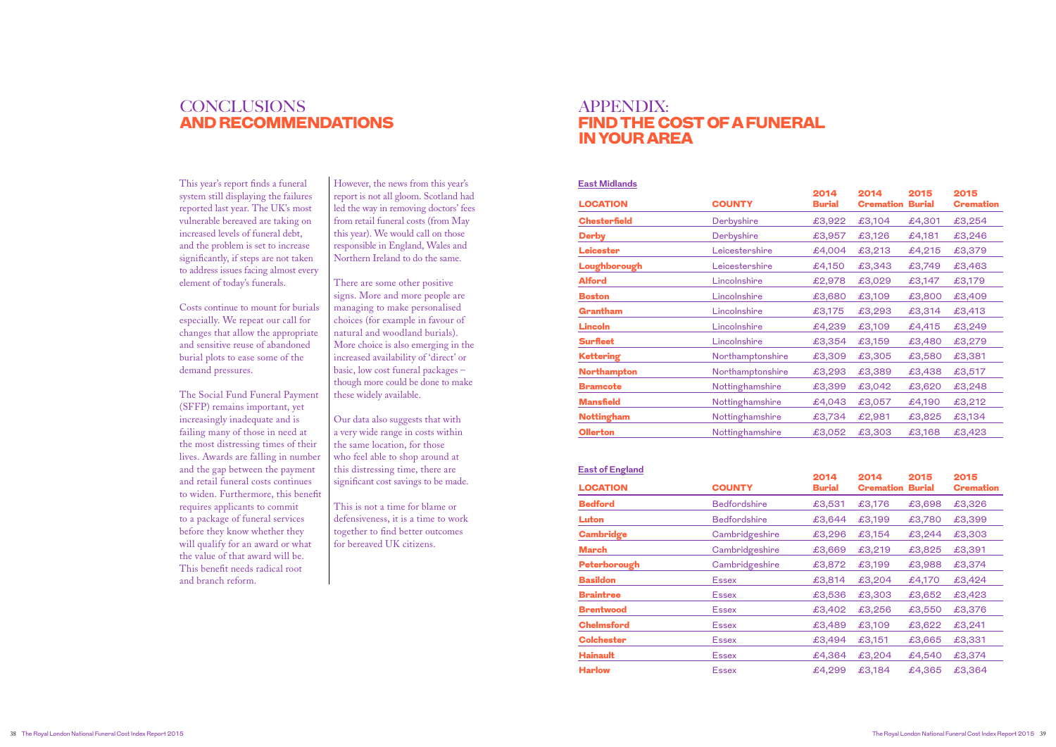# CONCLUSIONS AND RECOMMENDATIONS

This year's report finds a funeral system still displaying the failures reported last year. The UK's most vulnerable bereaved are taking on increased levels of funeral debt, and the problem is set to increase significantly, if steps are not taken to address issues facing almost every element of today's funerals.

Costs continue to mount for burials especially. We repeat our call for changes that allow the appropriate and sensitive reuse of abandoned burial plots to ease some of the demand pressures.

The Social Fund Funeral Payment (SFFP) remains important, yet increasingly inadequate and is failing many of those in need at the most distressing times of their lives. Awards are falling in number and the gap between the payment and retail funeral costs continues to widen. Furthermore, this benefit requires applicants to commit to a package of funeral services before they know whether they will qualify for an award or what the value of that award will be. This benefit needs radical root and branch reform.

However, the news from this year's report is not all gloom. Scotland had led the way in removing doctors' fees from retail funeral costs (from May this year). We would call on those responsible in England, Wales and Northern Ireland to do the same.

There are some other positive signs. More and more people are managing to make personalised choices (for example in favour of natural and woodland burials). More choice is also emerging in the increased availability of 'direct' or basic, low cost funeral packages – though more could be done to make these widely available.

Our data also suggests that with a very wide range in costs within the same location, for those who feel able to shop around at this distressing time, there are significant cost savings to be made.

This is not a time for blame or defensiveness, it is a time to work together to find better outcomes for bereaved UK citizens.

# APPENDIX: FIND THE COST OF A FUNERAL IN YOUR AREA

**East Midlands**

| LOCATION | COUNTY | 2014 Burial | 2014 Cremation | 2015 Burial | 2015 Cremation |
|---|---|---|---|---|---|
| **Chesterfield** | Derbyshire | £3,922 | £3,104 | £4,301 | £3,254 |
| **Derby** | Derbyshire | £3,957 | £3,126 | £4,181 | £3,246 |
| **Leicester** | Leicestershire | £4,004 | £3,213 | £4,215 | £3,379 |
| **Loughborough** | Leicestershire | £4,150 | £3,343 | £3,749 | £3,463 |
| **Alford** | Lincolnshire | £2,978 | £3,029 | £3,147 | £3,179 |
| **Boston** | Lincolnshire | £3,680 | £3,109 | £3,800 | £3,409 |
| **Grantham** | Lincolnshire | £3,175 | £3,293 | £3,314 | £3,413 |
| **Lincoln** | Lincolnshire | £4,239 | £3,109 | £4,415 | £3,249 |
| **Surfleet** | Lincolnshire | £3,354 | £3,159 | £3,480 | £3,279 |
| **Kettering** | Northamptonshire | £3,309 | £3,305 | £3,580 | £3,381 |
| **Northampton** | Northamptonshire | £3,293 | £3,389 | £3,438 | £3,517 |
| **Bramcote** | Nottinghamshire | £3,399 | £3,042 | £3,620 | £3,248 |
| **Mansfield** | Nottinghamshire | £4,043 | £3,057 | £4,190 | £3,212 |
| **Nottingham** | Nottinghamshire | £3,734 | £2,981 | £3,825 | £3,134 |
| **Ollerton** | Nottinghamshire | £3,052 | £3,303 | £3,168 | £3,423 |

**East of England**

| LOCATION | COUNTY | 2014 Burial | 2014 Cremation | 2015 Burial | 2015 Cremation |
|---|---|---|---|---|---|
| **Bedford** | Bedfordshire | £3,531 | £3,176 | £3,698 | £3,326 |
| **Luton** | Bedfordshire | £3,644 | £3,199 | £3,780 | £3,399 |
| **Cambridge** | Cambridgeshire | £3,296 | £3,154 | £3,244 | £3,303 |
| **March** | Cambridgeshire | £3,669 | £3,219 | £3,825 | £3,391 |
| **Peterborough** | Cambridgeshire | £3,872 | £3,199 | £3,988 | £3,374 |
| **Basildon** | Essex | £3,814 | £3,204 | £4,170 | £3,424 |
| **Braintree** | Essex | £3,536 | £3,303 | £3,652 | £3,423 |
| **Brentwood** | Essex | £3,402 | £3,256 | £3,550 | £3,376 |
| **Chelmsford** | Essex | £3,489 | £3,109 | £3,622 | £3,241 |
| **Colchester** | Essex | £3,494 | £3,151 | £3,665 | £3,331 |
| **Hainault** | Essex | £4,364 | £3,204 | £4,540 | £3,374 |
| **Harlow** | Essex | £4,299 | £3,184 | £4,365 | £3,364 |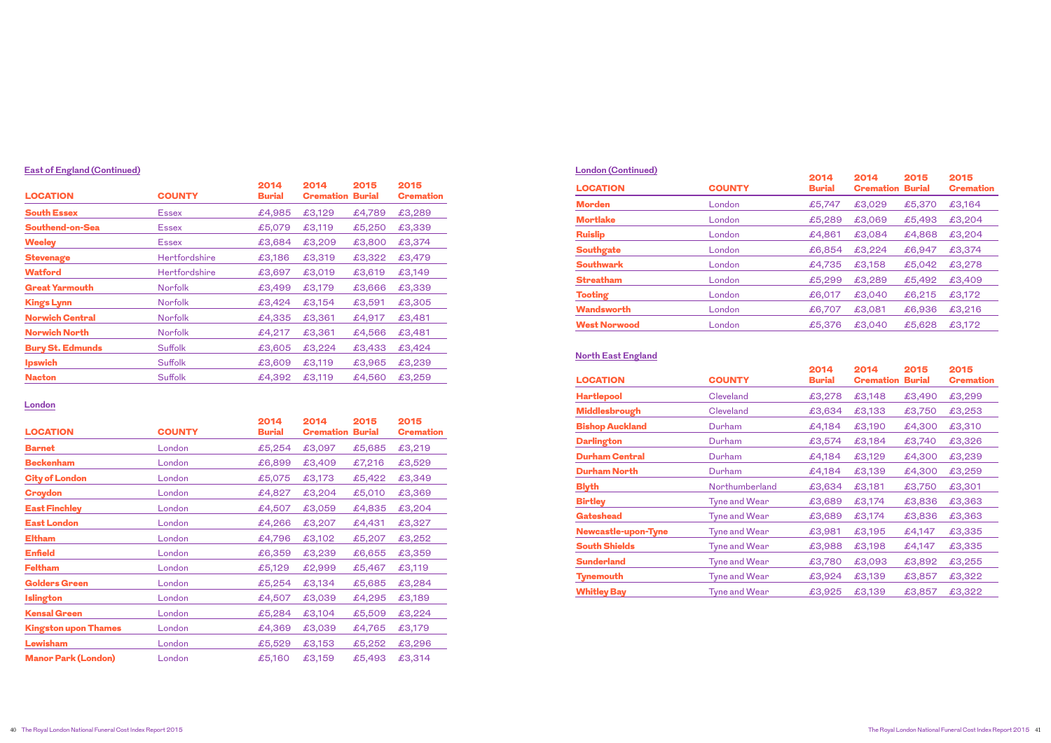### East of England (Continued)

| LOCATION | COUNTY | 2014 Burial | 2014 Cremation | 2015 Burial | 2015 Cremation |
|---|---|---|---|---|---|
| South Essex | Essex | £4,985 | £3,129 | £4,789 | £3,289 |
| Southend-on-Sea | Essex | £5,079 | £3,119 | £5,250 | £3,339 |
| Weeley | Essex | £3,684 | £3,209 | £3,800 | £3,374 |
| Stevenage | Hertfordshire | £3,186 | £3,319 | £3,322 | £3,479 |
| Watford | Hertfordshire | £3,697 | £3,019 | £3,619 | £3,149 |
| Great Yarmouth | Norfolk | £3,499 | £3,179 | £3,666 | £3,339 |
| Kings Lynn | Norfolk | £3,424 | £3,154 | £3,591 | £3,305 |
| Norwich Central | Norfolk | £4,335 | £3,361 | £4,917 | £3,481 |
| Norwich North | Norfolk | £4,217 | £3,361 | £4,566 | £3,481 |
| Bury St. Edmunds | Suffolk | £3,605 | £3,224 | £3,433 | £3,424 |
| Ipswich | Suffolk | £3,609 | £3,119 | £3,965 | £3,239 |
| Nacton | Suffolk | £4,392 | £3,119 | £4,560 | £3,259 |

### London

| LOCATION | COUNTY | 2014 Burial | 2014 Cremation | 2015 Burial | 2015 Cremation |
|---|---|---|---|---|---|
| Barnet | London | £5,254 | £3,097 | £5,685 | £3,219 |
| Beckenham | London | £6,899 | £3,409 | £7,216 | £3,529 |
| City of London | London | £5,075 | £3,173 | £5,422 | £3,349 |
| Croydon | London | £4,827 | £3,204 | £5,010 | £3,369 |
| East Finchley | London | £4,507 | £3,059 | £4,835 | £3,204 |
| East London | London | £4,266 | £3,207 | £4,431 | £3,327 |
| Eltham | London | £4,796 | £3,102 | £5,207 | £3,252 |
| Enfield | London | £6,359 | £3,239 | £6,655 | £3,359 |
| Feltham | London | £5,129 | £2,999 | £5,467 | £3,119 |
| Golders Green | London | £5,254 | £3,134 | £5,685 | £3,284 |
| Islington | London | £4,507 | £3,039 | £4,295 | £3,189 |
| Kensal Green | London | £5,284 | £3,104 | £5,509 | £3,224 |
| Kingston upon Thames | London | £4,369 | £3,039 | £4,765 | £3,179 |
| Lewisham | London | £5,529 | £3,153 | £5,252 | £3,296 |
| Manor Park (London) | London | £5,160 | £3,159 | £5,493 | £3,314 |

### London (Continued)

| LOCATION | COUNTY | 2014 Burial | 2014 Cremation | 2015 Burial | 2015 Cremation |
|---|---|---|---|---|---|
| Morden | London | £5,747 | £3,029 | £5,370 | £3,164 |
| Mortlake | London | £5,289 | £3,069 | £5,493 | £3,204 |
| Ruislip | London | £4,861 | £3,084 | £4,868 | £3,204 |
| Southgate | London | £6,854 | £3,224 | £6,947 | £3,374 |
| Southwark | London | £4,735 | £3,158 | £5,042 | £3,278 |
| Streatham | London | £5,299 | £3,289 | £5,492 | £3,409 |
| Tooting | London | £6,017 | £3,040 | £6,215 | £3,172 |
| Wandsworth | London | £6,707 | £3,081 | £6,936 | £3,216 |
| West Norwood | London | £5,376 | £3,040 | £5,628 | £3,172 |

### North East England

| LOCATION | COUNTY | 2014 Burial | 2014 Cremation | 2015 Burial | 2015 Cremation |
|---|---|---|---|---|---|
| Hartlepool | Cleveland | £3,278 | £3,148 | £3,490 | £3,299 |
| Middlesbrough | Cleveland | £3,634 | £3,133 | £3,750 | £3,253 |
| Bishop Auckland | Durham | £4,184 | £3,190 | £4,300 | £3,310 |
| Darlington | Durham | £3,574 | £3,184 | £3,740 | £3,326 |
| Durham Central | Durham | £4,184 | £3,129 | £4,300 | £3,239 |
| Durham North | Durham | £4,184 | £3,139 | £4,300 | £3,259 |
| Blyth | Northumberland | £3,634 | £3,181 | £3,750 | £3,301 |
| Birtley | Tyne and Wear | £3,689 | £3,174 | £3,836 | £3,363 |
| Gateshead | Tyne and Wear | £3,689 | £3,174 | £3,836 | £3,363 |
| Newcastle-upon-Tyne | Tyne and Wear | £3,981 | £3,195 | £4,147 | £3,335 |
| South Shields | Tyne and Wear | £3,988 | £3,198 | £4,147 | £3,335 |
| Sunderland | Tyne and Wear | £3,780 | £3,093 | £3,892 | £3,255 |
| Tynemouth | Tyne and Wear | £3,924 | £3,139 | £3,857 | £3,322 |
| Whitley Bay | Tyne and Wear | £3,925 | £3,139 | £3,857 | £3,322 |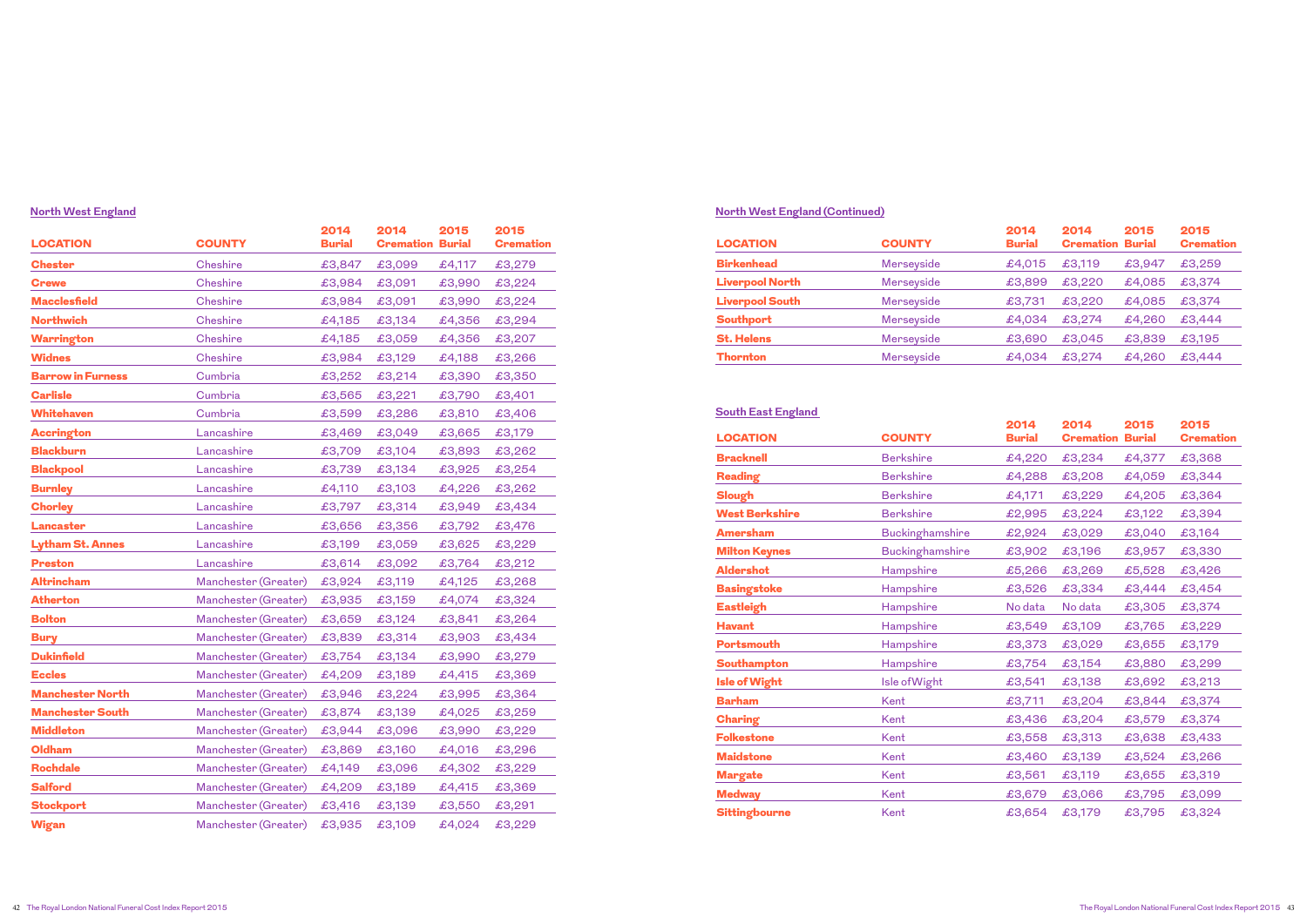### North West England

| LOCATION | COUNTY | 2014 Burial | 2014 Cremation | 2015 Burial | 2015 Cremation |
|---|---|---|---|---|---|
| Chester | Cheshire | £3,847 | £3,099 | £4,117 | £3,279 |
| Crewe | Cheshire | £3,984 | £3,091 | £3,990 | £3,224 |
| Macclesfield | Cheshire | £3,984 | £3,091 | £3,990 | £3,224 |
| Northwich | Cheshire | £4,185 | £3,134 | £4,356 | £3,294 |
| Warrington | Cheshire | £4,185 | £3,059 | £4,356 | £3,207 |
| Widnes | Cheshire | £3,984 | £3,129 | £4,188 | £3,266 |
| Barrow in Furness | Cumbria | £3,252 | £3,214 | £3,390 | £3,350 |
| Carlisle | Cumbria | £3,565 | £3,221 | £3,790 | £3,401 |
| Whitehaven | Cumbria | £3,599 | £3,286 | £3,810 | £3,406 |
| Accrington | Lancashire | £3,469 | £3,049 | £3,665 | £3,179 |
| Blackburn | Lancashire | £3,709 | £3,104 | £3,893 | £3,262 |
| Blackpool | Lancashire | £3,739 | £3,134 | £3,925 | £3,254 |
| Burnley | Lancashire | £4,110 | £3,103 | £4,226 | £3,262 |
| Chorley | Lancashire | £3,797 | £3,314 | £3,949 | £3,434 |
| Lancaster | Lancashire | £3,656 | £3,356 | £3,792 | £3,476 |
| Lytham St. Annes | Lancashire | £3,199 | £3,059 | £3,625 | £3,229 |
| Preston | Lancashire | £3,614 | £3,092 | £3,764 | £3,212 |
| Altrincham | Manchester (Greater) | £3,924 | £3,119 | £4,125 | £3,268 |
| Atherton | Manchester (Greater) | £3,935 | £3,159 | £4,074 | £3,324 |
| Bolton | Manchester (Greater) | £3,659 | £3,124 | £3,841 | £3,264 |
| Bury | Manchester (Greater) | £3,839 | £3,314 | £3,903 | £3,434 |
| Dukinfield | Manchester (Greater) | £3,754 | £3,134 | £3,990 | £3,279 |
| Eccles | Manchester (Greater) | £4,209 | £3,189 | £4,415 | £3,369 |
| Manchester North | Manchester (Greater) | £3,946 | £3,224 | £3,995 | £3,364 |
| Manchester South | Manchester (Greater) | £3,874 | £3,139 | £4,025 | £3,259 |
| Middleton | Manchester (Greater) | £3,944 | £3,096 | £3,990 | £3,229 |
| Oldham | Manchester (Greater) | £3,869 | £3,160 | £4,016 | £3,296 |
| Rochdale | Manchester (Greater) | £4,149 | £3,096 | £4,302 | £3,229 |
| Salford | Manchester (Greater) | £4,209 | £3,189 | £4,415 | £3,369 |
| Stockport | Manchester (Greater) | £3,416 | £3,139 | £3,550 | £3,291 |
| Wigan | Manchester (Greater) | £3,935 | £3,109 | £4,024 | £3,229 |

### North West England (Continued)

| LOCATION | COUNTY | 2014 Burial | 2014 Cremation | 2015 Burial | 2015 Cremation |
|---|---|---|---|---|---|
| Birkenhead | Merseyside | £4,015 | £3,119 | £3,947 | £3,259 |
| Liverpool North | Merseyside | £3,899 | £3,220 | £4,085 | £3,374 |
| Liverpool South | Merseyside | £3,731 | £3,220 | £4,085 | £3,374 |
| Southport | Merseyside | £4,034 | £3,274 | £4,260 | £3,444 |
| St. Helens | Merseyside | £3,690 | £3,045 | £3,839 | £3,195 |
| Thornton | Merseyside | £4,034 | £3,274 | £4,260 | £3,444 |

### South East England

| LOCATION | COUNTY | 2014 Burial | 2014 Cremation | 2015 Burial | 2015 Cremation |
|---|---|---|---|---|---|
| Bracknell | Berkshire | £4,220 | £3,234 | £4,377 | £3,368 |
| Reading | Berkshire | £4,288 | £3,208 | £4,059 | £3,344 |
| Slough | Berkshire | £4,171 | £3,229 | £4,205 | £3,364 |
| West Berkshire | Berkshire | £2,995 | £3,224 | £3,122 | £3,394 |
| Amersham | Buckinghamshire | £2,924 | £3,029 | £3,040 | £3,164 |
| Milton Keynes | Buckinghamshire | £3,902 | £3,196 | £3,957 | £3,330 |
| Aldershot | Hampshire | £5,266 | £3,269 | £5,528 | £3,426 |
| Basingstoke | Hampshire | £3,526 | £3,334 | £3,444 | £3,454 |
| Eastleigh | Hampshire | No data | No data | £3,305 | £3,374 |
| Havant | Hampshire | £3,549 | £3,109 | £3,765 | £3,229 |
| Portsmouth | Hampshire | £3,373 | £3,029 | £3,655 | £3,179 |
| Southampton | Hampshire | £3,754 | £3,154 | £3,880 | £3,299 |
| Isle of Wight | Isle of Wight | £3,541 | £3,138 | £3,692 | £3,213 |
| Barham | Kent | £3,711 | £3,204 | £3,844 | £3,374 |
| Charing | Kent | £3,436 | £3,204 | £3,579 | £3,374 |
| Folkestone | Kent | £3,558 | £3,313 | £3,638 | £3,433 |
| Maidstone | Kent | £3,460 | £3,139 | £3,524 | £3,266 |
| Margate | Kent | £3,561 | £3,119 | £3,655 | £3,319 |
| Medway | Kent | £3,679 | £3,066 | £3,795 | £3,099 |
| Sittingbourne | Kent | £3,654 | £3,179 | £3,795 | £3,324 |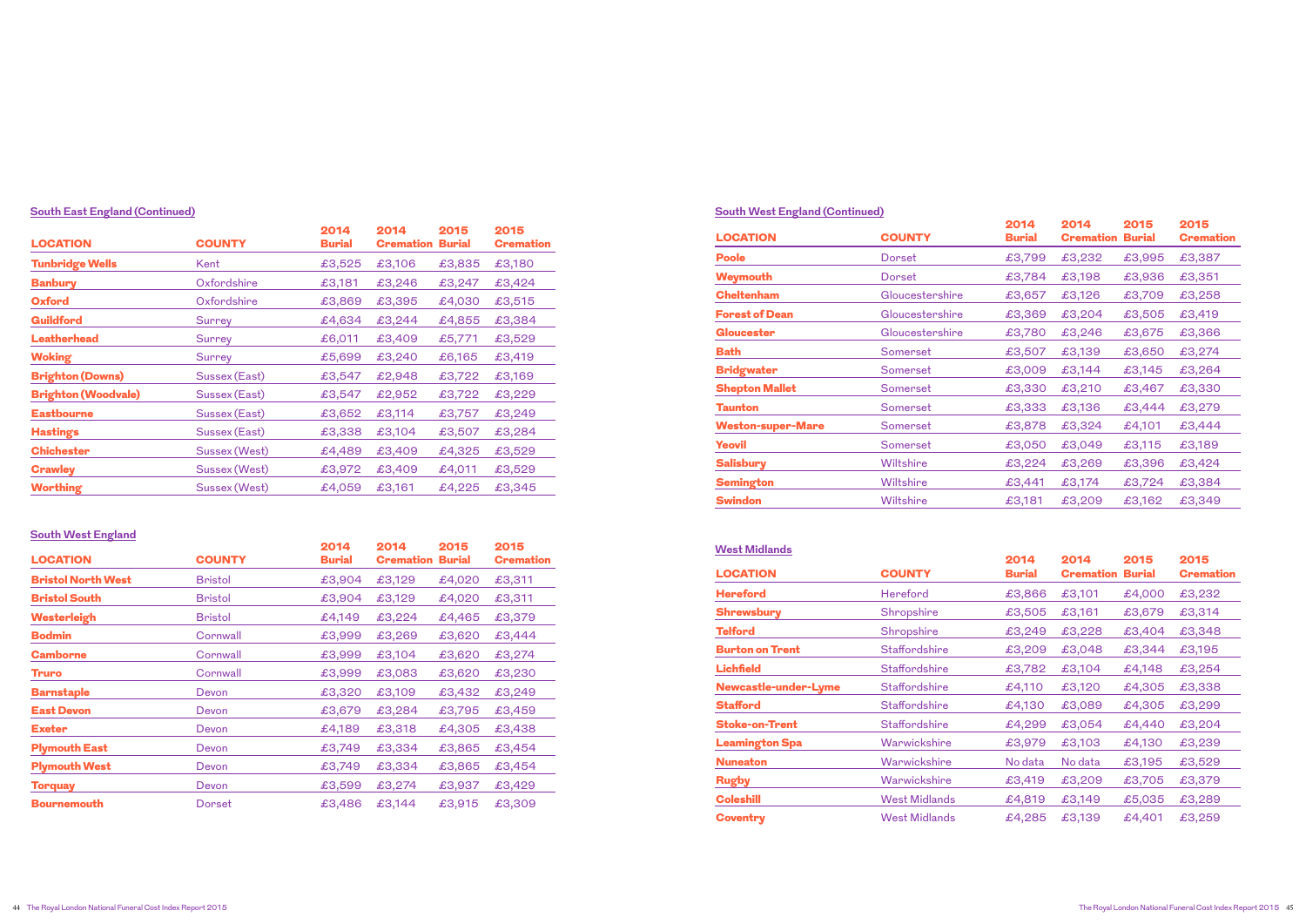## South East England (Continued)

| LOCATION | COUNTY | 2014 Burial | 2014 Cremation | 2015 Burial | 2015 Cremation |
|---|---|---|---|---|---|
| **Tunbridge Wells** | Kent | £3,525 | £3,106 | £3,835 | £3,180 |
| **Banbury** | Oxfordshire | £3,181 | £3,246 | £3,247 | £3,424 |
| **Oxford** | Oxfordshire | £3,869 | £3,395 | £4,030 | £3,515 |
| **Guildford** | Surrey | £4,634 | £3,244 | £4,855 | £3,384 |
| **Leatherhead** | Surrey | £6,011 | £3,409 | £5,771 | £3,529 |
| **Woking** | Surrey | £5,699 | £3,240 | £6,165 | £3,419 |
| **Brighton (Downs)** | Sussex (East) | £3,547 | £2,948 | £3,722 | £3,169 |
| **Brighton (Woodvale)** | Sussex (East) | £3,547 | £2,952 | £3,722 | £3,229 |
| **Eastbourne** | Sussex (East) | £3,652 | £3,114 | £3,757 | £3,249 |
| **Hastings** | Sussex (East) | £3,338 | £3,104 | £3,507 | £3,284 |
| **Chichester** | Sussex (West) | £4,489 | £3,409 | £4,325 | £3,529 |
| **Crawley** | Sussex (West) | £3,972 | £3,409 | £4,011 | £3,529 |
| **Worthing** | Sussex (West) | £4,059 | £3,161 | £4,225 | £3,345 |

## South West England

| LOCATION | COUNTY | 2014 Burial | 2014 Cremation | 2015 Burial | 2015 Cremation |
|---|---|---|---|---|---|
| **Bristol North West** | Bristol | £3,904 | £3,129 | £4,020 | £3,311 |
| **Bristol South** | Bristol | £3,904 | £3,129 | £4,020 | £3,311 |
| **Westerleigh** | Bristol | £4,149 | £3,224 | £4,465 | £3,379 |
| **Bodmin** | Cornwall | £3,999 | £3,269 | £3,620 | £3,444 |
| **Camborne** | Cornwall | £3,999 | £3,104 | £3,620 | £3,274 |
| **Truro** | Cornwall | £3,999 | £3,083 | £3,620 | £3,230 |
| **Barnstaple** | Devon | £3,320 | £3,109 | £3,432 | £3,249 |
| **East Devon** | Devon | £3,679 | £3,284 | £3,795 | £3,459 |
| **Exeter** | Devon | £4,189 | £3,318 | £4,305 | £3,438 |
| **Plymouth East** | Devon | £3,749 | £3,334 | £3,865 | £3,454 |
| **Plymouth West** | Devon | £3,749 | £3,334 | £3,865 | £3,454 |
| **Torquay** | Devon | £3,599 | £3,274 | £3,937 | £3,429 |
| **Bournemouth** | Dorset | £3,486 | £3,144 | £3,915 | £3,309 |

## South West England (Continued)

| LOCATION | COUNTY | 2014 Burial | 2014 Cremation | 2015 Burial | 2015 Cremation |
|---|---|---|---|---|---|
| **Poole** | Dorset | £3,799 | £3,232 | £3,995 | £3,387 |
| **Weymouth** | Dorset | £3,784 | £3,198 | £3,936 | £3,351 |
| **Cheltenham** | Gloucestershire | £3,657 | £3,126 | £3,709 | £3,258 |
| **Forest of Dean** | Gloucestershire | £3,369 | £3,204 | £3,505 | £3,419 |
| **Gloucester** | Gloucestershire | £3,780 | £3,246 | £3,675 | £3,366 |
| **Bath** | Somerset | £3,507 | £3,139 | £3,650 | £3,274 |
| **Bridgwater** | Somerset | £3,009 | £3,144 | £3,145 | £3,264 |
| **Shepton Mallet** | Somerset | £3,330 | £3,210 | £3,467 | £3,330 |
| **Taunton** | Somerset | £3,333 | £3,136 | £3,444 | £3,279 |
| **Weston-super-Mare** | Somerset | £3,878 | £3,324 | £4,101 | £3,444 |
| **Yeovil** | Somerset | £3,050 | £3,049 | £3,115 | £3,189 |
| **Salisbury** | Wiltshire | £3,224 | £3,269 | £3,396 | £3,424 |
| **Semington** | Wiltshire | £3,441 | £3,174 | £3,724 | £3,384 |
| **Swindon** | Wiltshire | £3,181 | £3,209 | £3,162 | £3,349 |

## West Midlands

| LOCATION | COUNTY | 2014 Burial | 2014 Cremation | 2015 Burial | 2015 Cremation |
|---|---|---|---|---|---|
| **Hereford** | Hereford | £3,866 | £3,101 | £4,000 | £3,232 |
| **Shrewsbury** | Shropshire | £3,505 | £3,161 | £3,679 | £3,314 |
| **Telford** | Shropshire | £3,249 | £3,228 | £3,404 | £3,348 |
| **Burton on Trent** | Staffordshire | £3,209 | £3,048 | £3,344 | £3,195 |
| **Lichfield** | Staffordshire | £3,782 | £3,104 | £4,148 | £3,254 |
| **Newcastle-under-Lyme** | Staffordshire | £4,110 | £3,120 | £4,305 | £3,338 |
| **Stafford** | Staffordshire | £4,130 | £3,089 | £4,305 | £3,299 |
| **Stoke-on-Trent** | Staffordshire | £4,299 | £3,054 | £4,440 | £3,204 |
| **Leamington Spa** | Warwickshire | £3,979 | £3,103 | £4,130 | £3,239 |
| **Nuneaton** | Warwickshire | No data | No data | £3,195 | £3,529 |
| **Rugby** | Warwickshire | £3,419 | £3,209 | £3,705 | £3,379 |
| **Coleshill** | West Midlands | £4,819 | £3,149 | £5,035 | £3,289 |
| **Coventry** | West Midlands | £4,285 | £3,139 | £4,401 | £3,259 |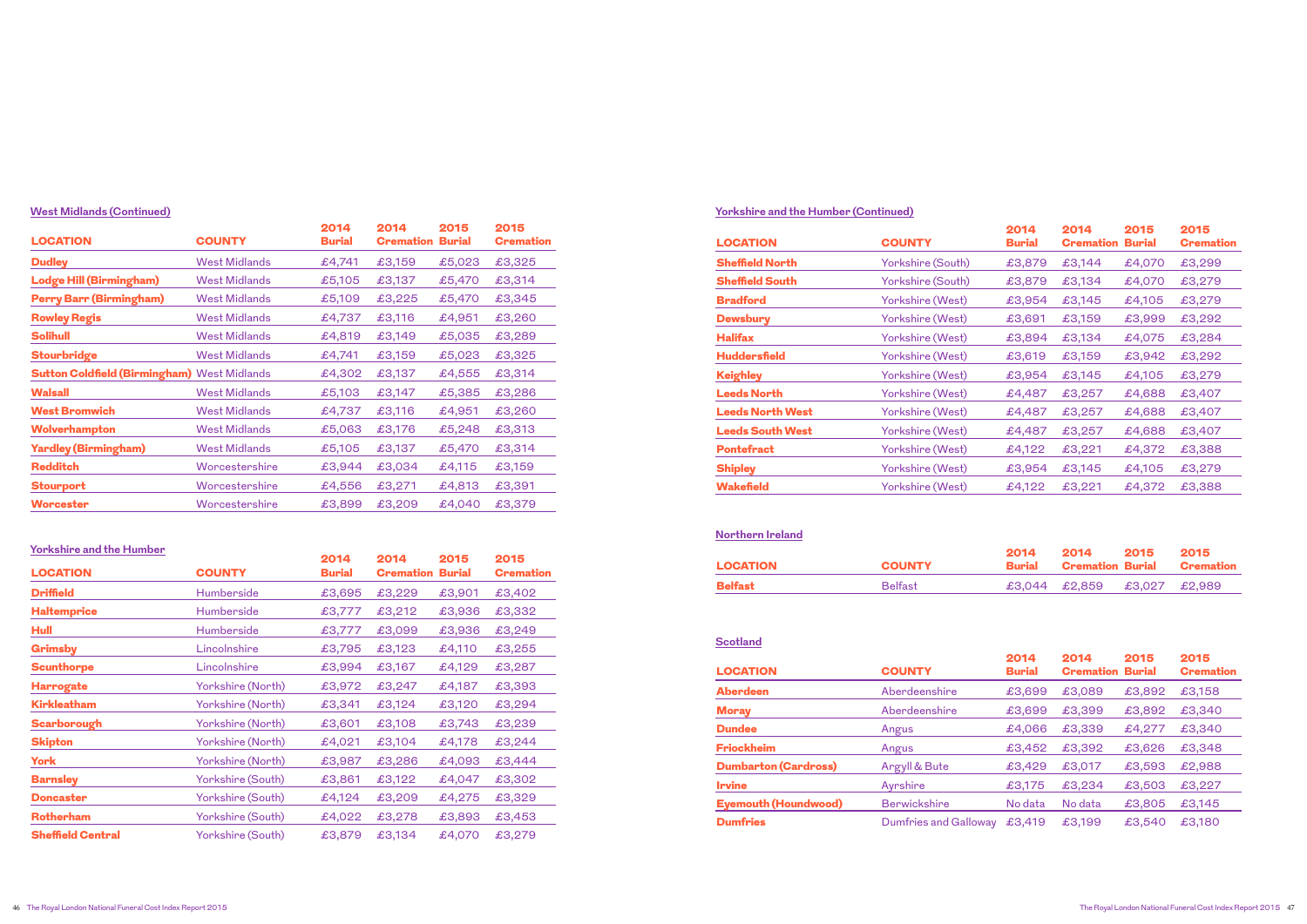### West Midlands (Continued)

| LOCATION | COUNTY | 2014 Burial | 2014 Cremation | 2015 Burial | 2015 Cremation |
|---|---|---|---|---|---|
| Dudley | West Midlands | £4,741 | £3,159 | £5,023 | £3,325 |
| Lodge Hill (Birmingham) | West Midlands | £5,105 | £3,137 | £5,470 | £3,314 |
| Perry Barr (Birmingham) | West Midlands | £5,109 | £3,225 | £5,470 | £3,345 |
| Rowley Regis | West Midlands | £4,737 | £3,116 | £4,951 | £3,260 |
| Solihull | West Midlands | £4,819 | £3,149 | £5,035 | £3,289 |
| Stourbridge | West Midlands | £4,741 | £3,159 | £5,023 | £3,325 |
| Sutton Coldfield (Birmingham) | West Midlands | £4,302 | £3,137 | £4,555 | £3,314 |
| Walsall | West Midlands | £5,103 | £3,147 | £5,385 | £3,286 |
| West Bromwich | West Midlands | £4,737 | £3,116 | £4,951 | £3,260 |
| Wolverhampton | West Midlands | £5,063 | £3,176 | £5,248 | £3,313 |
| Yardley (Birmingham) | West Midlands | £5,105 | £3,137 | £5,470 | £3,314 |
| Redditch | Worcestershire | £3,944 | £3,034 | £4,115 | £3,159 |
| Stourport | Worcestershire | £4,556 | £3,271 | £4,813 | £3,391 |
| Worcester | Worcestershire | £3,899 | £3,209 | £4,040 | £3,379 |

### Yorkshire and the Humber

| LOCATION | COUNTY | 2014 Burial | 2014 Cremation | 2015 Burial | 2015 Cremation |
|---|---|---|---|---|---|
| Driffield | Humberside | £3,695 | £3,229 | £3,901 | £3,402 |
| Haltemprice | Humberside | £3,777 | £3,212 | £3,936 | £3,332 |
| Hull | Humberside | £3,777 | £3,099 | £3,936 | £3,249 |
| Grimsby | Lincolnshire | £3,795 | £3,123 | £4,110 | £3,255 |
| Scunthorpe | Lincolnshire | £3,994 | £3,167 | £4,129 | £3,287 |
| Harrogate | Yorkshire (North) | £3,972 | £3,247 | £4,187 | £3,393 |
| Kirkleatham | Yorkshire (North) | £3,341 | £3,124 | £3,120 | £3,294 |
| Scarborough | Yorkshire (North) | £3,601 | £3,108 | £3,743 | £3,239 |
| Skipton | Yorkshire (North) | £4,021 | £3,104 | £4,178 | £3,244 |
| York | Yorkshire (North) | £3,987 | £3,286 | £4,093 | £3,444 |
| Barnsley | Yorkshire (South) | £3,861 | £3,122 | £4,047 | £3,302 |
| Doncaster | Yorkshire (South) | £4,124 | £3,209 | £4,275 | £3,329 |
| Rotherham | Yorkshire (South) | £4,022 | £3,278 | £3,893 | £3,453 |
| Sheffield Central | Yorkshire (South) | £3,879 | £3,134 | £4,070 | £3,279 |

### Yorkshire and the Humber (Continued)

| LOCATION | COUNTY | 2014 Burial | 2014 Cremation | 2015 Burial | 2015 Cremation |
|---|---|---|---|---|---|
| Sheffield North | Yorkshire (South) | £3,879 | £3,144 | £4,070 | £3,299 |
| Sheffield South | Yorkshire (South) | £3,879 | £3,134 | £4,070 | £3,279 |
| Bradford | Yorkshire (West) | £3,954 | £3,145 | £4,105 | £3,279 |
| Dewsbury | Yorkshire (West) | £3,691 | £3,159 | £3,999 | £3,292 |
| Halifax | Yorkshire (West) | £3,894 | £3,134 | £4,075 | £3,284 |
| Huddersfield | Yorkshire (West) | £3,619 | £3,159 | £3,942 | £3,292 |
| Keighley | Yorkshire (West) | £3,954 | £3,145 | £4,105 | £3,279 |
| Leeds North | Yorkshire (West) | £4,487 | £3,257 | £4,688 | £3,407 |
| Leeds North West | Yorkshire (West) | £4,487 | £3,257 | £4,688 | £3,407 |
| Leeds South West | Yorkshire (West) | £4,487 | £3,257 | £4,688 | £3,407 |
| Pontefract | Yorkshire (West) | £4,122 | £3,221 | £4,372 | £3,388 |
| Shipley | Yorkshire (West) | £3,954 | £3,145 | £4,105 | £3,279 |
| Wakefield | Yorkshire (West) | £4,122 | £3,221 | £4,372 | £3,388 |

### Northern Ireland

| LOCATION | COUNTY | 2014 Burial | 2014 Cremation | 2015 Burial | 2015 Cremation |
|---|---|---|---|---|---|
| Belfast | Belfast | £3,044 | £2,859 | £3,027 | £2,989 |

### Scotland

| LOCATION | COUNTY | 2014 Burial | 2014 Cremation | 2015 Burial | 2015 Cremation |
|---|---|---|---|---|---|
| Aberdeen | Aberdeenshire | £3,699 | £3,089 | £3,892 | £3,158 |
| Moray | Aberdeenshire | £3,699 | £3,399 | £3,892 | £3,340 |
| Dundee | Angus | £4,066 | £3,339 | £4,277 | £3,340 |
| Friockheim | Angus | £3,452 | £3,392 | £3,626 | £3,348 |
| Dumbarton (Cardross) | Argyll & Bute | £3,429 | £3,017 | £3,593 | £2,988 |
| Irvine | Ayrshire | £3,175 | £3,234 | £3,503 | £3,227 |
| Eyemouth (Houndwood) | Berwickshire | No data | No data | £3,805 | £3,145 |
| Dumfries | Dumfries and Galloway | £3,419 | £3,199 | £3,540 | £3,180 |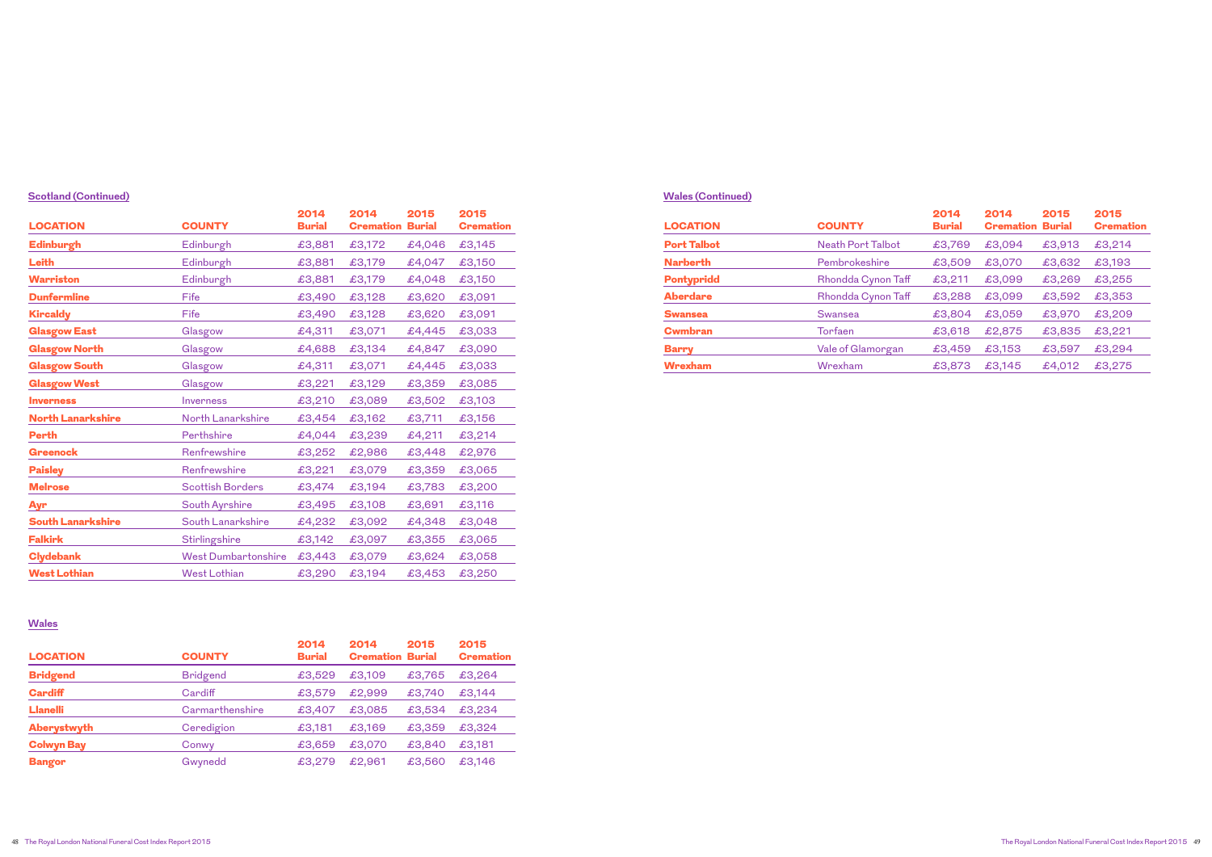## Scotland (Continued)

| LOCATION | COUNTY | 2014 Burial | 2014 Cremation | 2015 Burial | 2015 Cremation |
|---|---|---|---|---|---|
| Edinburgh | Edinburgh | £3,881 | £3,172 | £4,046 | £3,145 |
| Leith | Edinburgh | £3,881 | £3,179 | £4,047 | £3,150 |
| Warriston | Edinburgh | £3,881 | £3,179 | £4,048 | £3,150 |
| Dunfermline | Fife | £3,490 | £3,128 | £3,620 | £3,091 |
| Kircaldy | Fife | £3,490 | £3,128 | £3,620 | £3,091 |
| Glasgow East | Glasgow | £4,311 | £3,071 | £4,445 | £3,033 |
| Glasgow North | Glasgow | £4,688 | £3,134 | £4,847 | £3,090 |
| Glasgow South | Glasgow | £4,311 | £3,071 | £4,445 | £3,033 |
| Glasgow West | Glasgow | £3,221 | £3,129 | £3,359 | £3,085 |
| Inverness | Inverness | £3,210 | £3,089 | £3,502 | £3,103 |
| North Lanarkshire | North Lanarkshire | £3,454 | £3,162 | £3,711 | £3,156 |
| Perth | Perthshire | £4,044 | £3,239 | £4,211 | £3,214 |
| Greenock | Renfrewshire | £3,252 | £2,986 | £3,448 | £2,976 |
| Paisley | Renfrewshire | £3,221 | £3,079 | £3,359 | £3,065 |
| Melrose | Scottish Borders | £3,474 | £3,194 | £3,783 | £3,200 |
| Ayr | South Ayrshire | £3,495 | £3,108 | £3,691 | £3,116 |
| South Lanarkshire | South Lanarkshire | £4,232 | £3,092 | £4,348 | £3,048 |
| Falkirk | Stirlingshire | £3,142 | £3,097 | £3,355 | £3,065 |
| Clydebank | West Dumbartonshire | £3,443 | £3,079 | £3,624 | £3,058 |
| West Lothian | West Lothian | £3,290 | £3,194 | £3,453 | £3,250 |

## Wales

| LOCATION | COUNTY | 2014 Burial | 2014 Cremation | 2015 Burial | 2015 Cremation |
|---|---|---|---|---|---|
| Bridgend | Bridgend | £3,529 | £3,109 | £3,765 | £3,264 |
| Cardiff | Cardiff | £3,579 | £2,999 | £3,740 | £3,144 |
| Llanelli | Carmarthenshire | £3,407 | £3,085 | £3,534 | £3,234 |
| Aberystwyth | Ceredigion | £3,181 | £3,169 | £3,359 | £3,324 |
| Colwyn Bay | Conwy | £3,659 | £3,070 | £3,840 | £3,181 |
| Bangor | Gwynedd | £3,279 | £2,961 | £3,560 | £3,146 |

## Wales (Continued)

| LOCATION | COUNTY | 2014 Burial | 2014 Cremation | 2015 Burial | 2015 Cremation |
|---|---|---|---|---|---|
| Port Talbot | Neath Port Talbot | £3,769 | £3,094 | £3,913 | £3,214 |
| Narberth | Pembrokeshire | £3,509 | £3,070 | £3,632 | £3,193 |
| Pontypridd | Rhondda Cynon Taff | £3,211 | £3,099 | £3,269 | £3,255 |
| Aberdare | Rhondda Cynon Taff | £3,288 | £3,099 | £3,592 | £3,353 |
| Swansea | Swansea | £3,804 | £3,059 | £3,970 | £3,209 |
| Cwmbran | Torfaen | £3,618 | £2,875 | £3,835 | £3,221 |
| Barry | Vale of Glamorgan | £3,459 | £3,153 | £3,597 | £3,294 |
| Wrexham | Wrexham | £3,873 | £3,145 | £4,012 | £3,275 |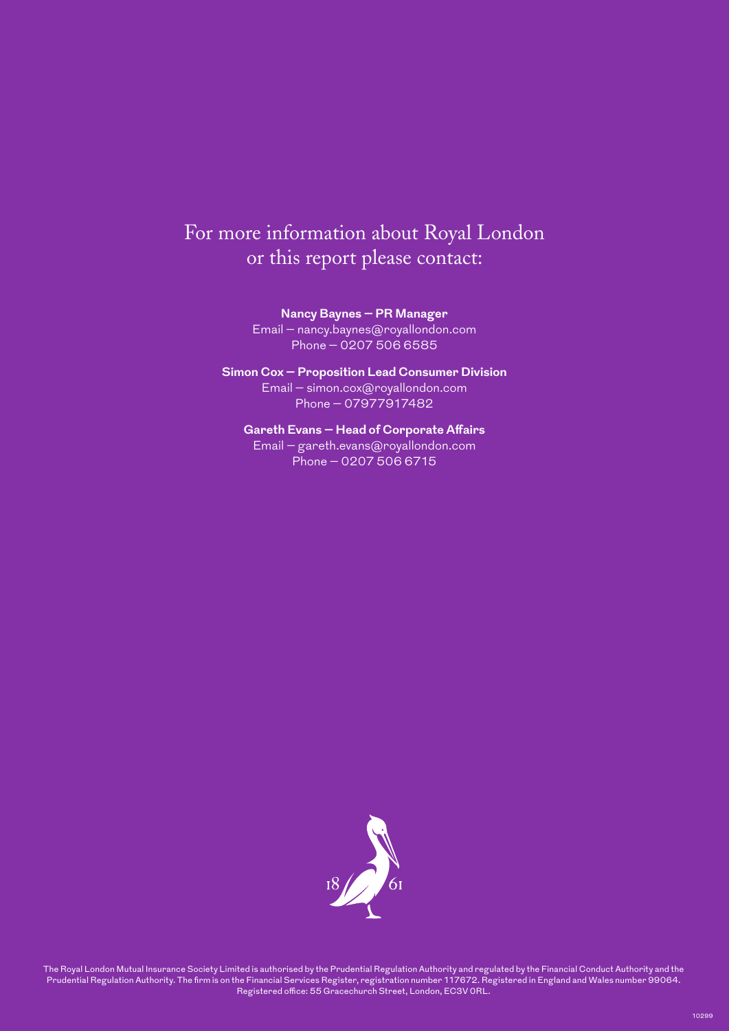# For more information about Royal London or this report please contact:

**Nancy Baynes – PR Manager**
Email – nancy.baynes@royallondon.com
Phone – 0207 506 6585

**Simon Cox – Proposition Lead Consumer Division**
Email – simon.cox@royallondon.com
Phone – 07977917482

**Gareth Evans – Head of Corporate Affairs**
Email – gareth.evans@royallondon.com
Phone – 0207 506 6715

18 61

The Royal London Mutual Insurance Society Limited is authorised by the Prudential Regulation Authority and regulated by the Financial Conduct Authority and the Prudential Regulation Authority. The firm is on the Financial Services Register, registration number 117672. Registered in England and Wales number 99064. Registered office: 55 Gracechurch Street, London, EC3V 0RL.

10299